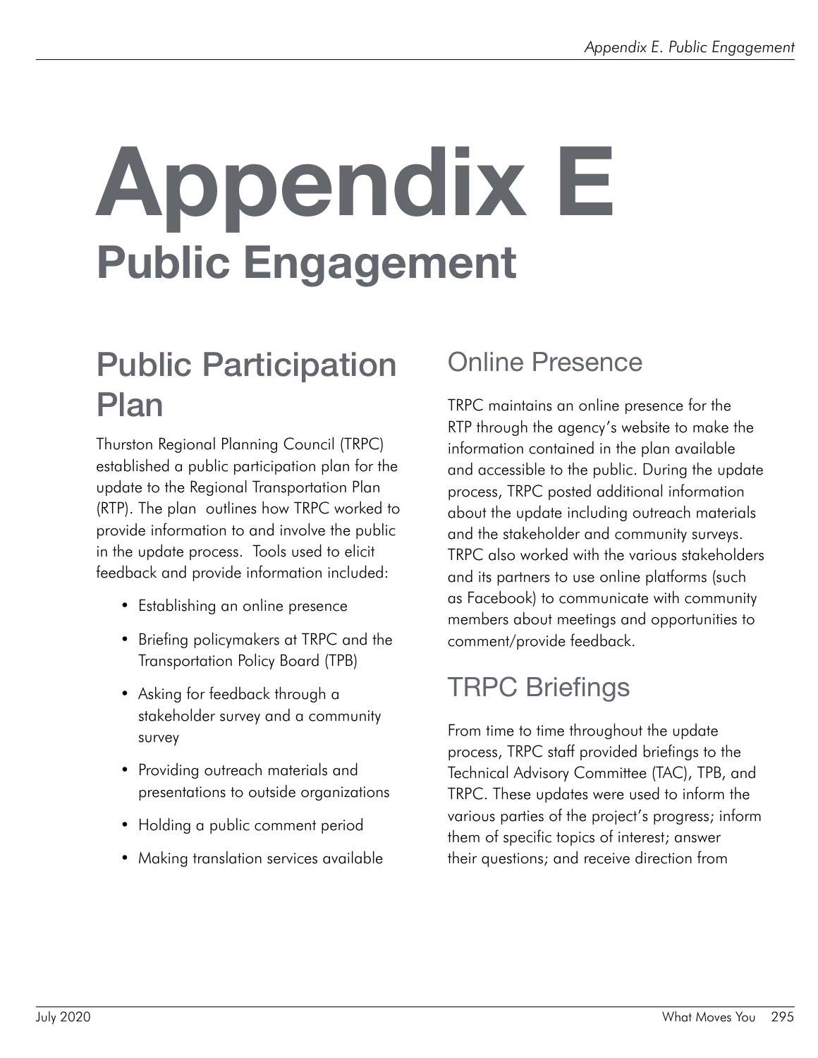# Appendix E
## Public Engagement

## Public Participation Plan

Thurston Regional Planning Council (TRPC) established a public participation plan for the update to the Regional Transportation Plan (RTP). The plan outlines how TRPC worked to provide information to and involve the public in the update process. Tools used to elicit feedback and provide information included:

- Establishing an online presence
- Briefing policymakers at TRPC and the Transportation Policy Board (TPB)
- Asking for feedback through a stakeholder survey and a community survey
- Providing outreach materials and presentations to outside organizations
- Holding a public comment period
- Making translation services available

## Online Presence

TRPC maintains an online presence for the RTP through the agency's website to make the information contained in the plan available and accessible to the public. During the update process, TRPC posted additional information about the update including outreach materials and the stakeholder and community surveys. TRPC also worked with the various stakeholders and its partners to use online platforms (such as Facebook) to communicate with community members about meetings and opportunities to comment/provide feedback.

## TRPC Briefings

From time to time throughout the update process, TRPC staff provided briefings to the Technical Advisory Committee (TAC), TPB, and TRPC. These updates were used to inform the various parties of the project's progress; inform them of specific topics of interest; answer their questions; and receive direction from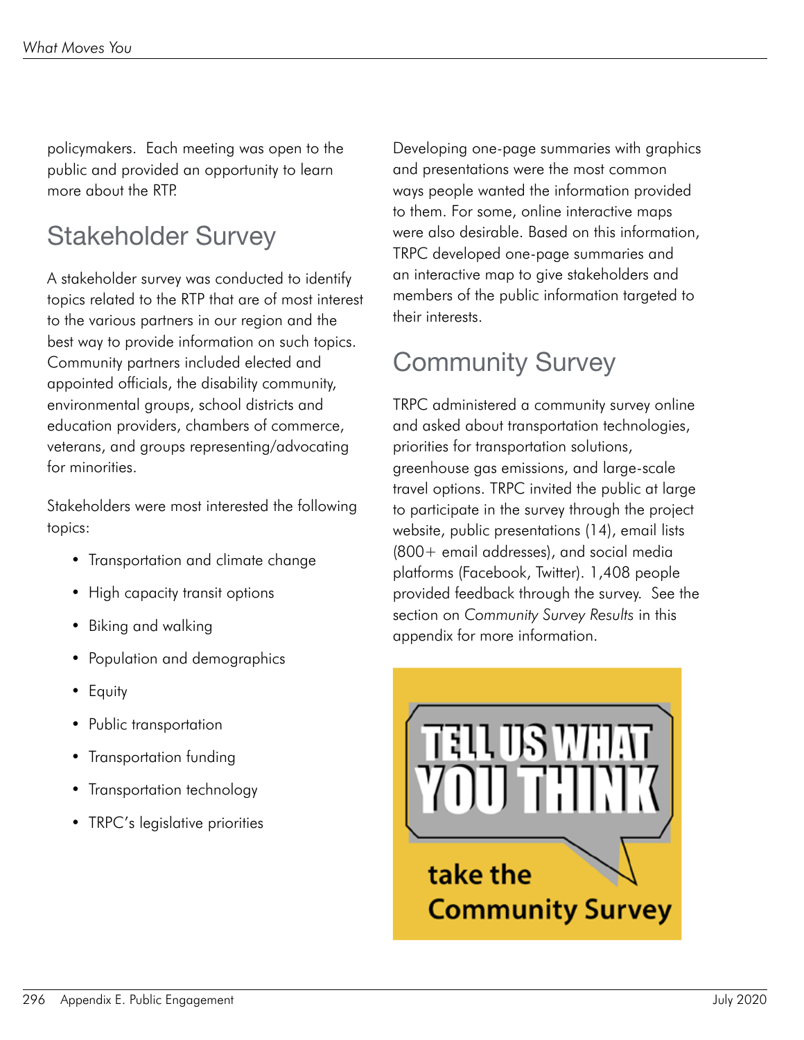policymakers. Each meeting was open to the public and provided an opportunity to learn more about the RTP.

## Stakeholder Survey

A stakeholder survey was conducted to identify topics related to the RTP that are of most interest to the various partners in our region and the best way to provide information on such topics. Community partners included elected and appointed officials, the disability community, environmental groups, school districts and education providers, chambers of commerce, veterans, and groups representing/advocating for minorities.

Stakeholders were most interested the following topics:

- Transportation and climate change
- High capacity transit options
- Biking and walking
- Population and demographics
- Equity
- Public transportation
- Transportation funding
- Transportation technology
- TRPC's legislative priorities

Developing one-page summaries with graphics and presentations were the most common ways people wanted the information provided to them. For some, online interactive maps were also desirable. Based on this information, TRPC developed one-page summaries and an interactive map to give stakeholders and members of the public information targeted to their interests.

## Community Survey

TRPC administered a community survey online and asked about transportation technologies, priorities for transportation solutions, greenhouse gas emissions, and large-scale travel options. TRPC invited the public at large to participate in the survey through the project website, public presentations (14), email lists (800+ email addresses), and social media platforms (Facebook, Twitter). 1,408 people provided feedback through the survey. See the section on *Community Survey Results* in this appendix for more information.

TELL US WHAT YOU THINK

take the Community Survey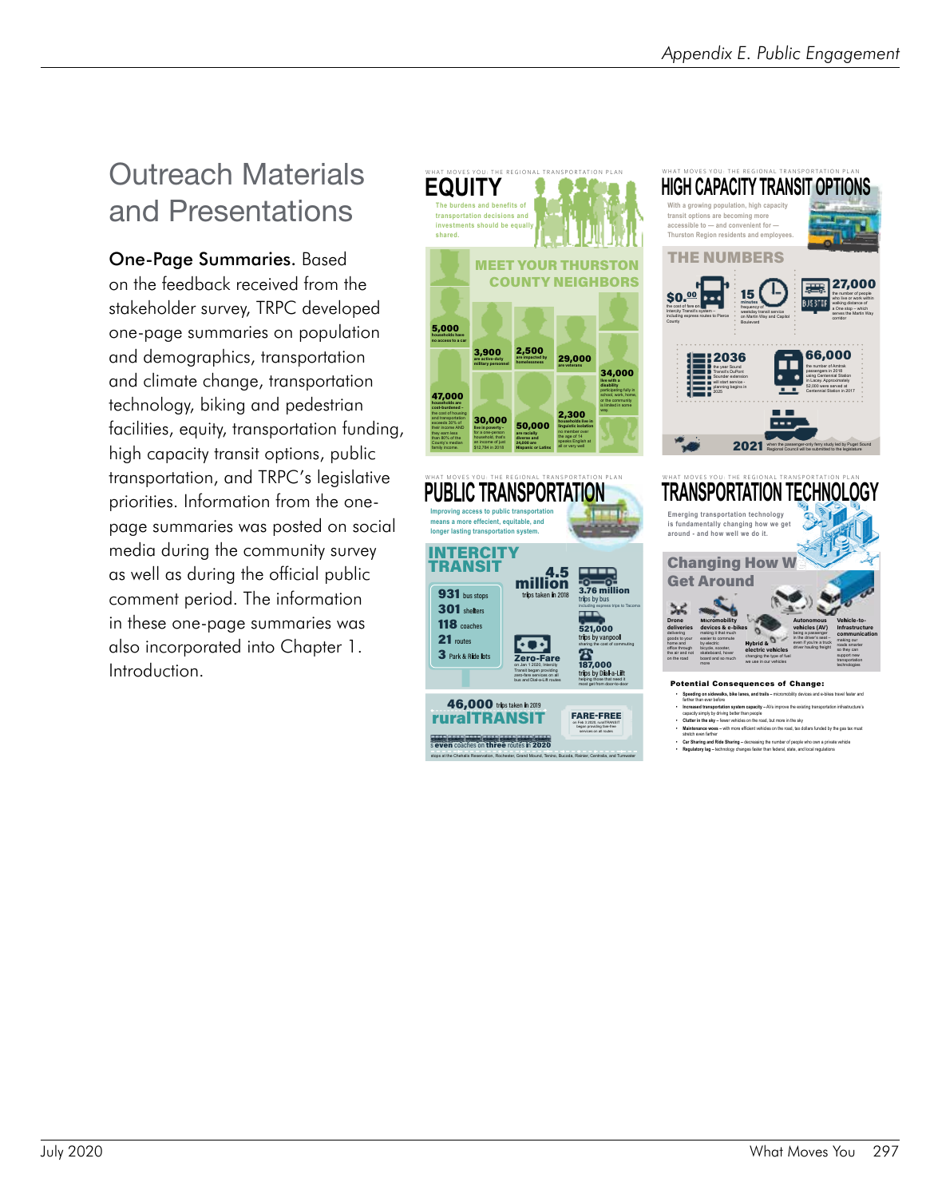# Outreach Materials and Presentations

**One-Page Summaries.** Based on the feedback received from the stakeholder survey, TRPC developed one-page summaries on population and demographics, transportation and climate change, transportation technology, biking and pedestrian facilities, equity, transportation funding, high capacity transit options, public transportation, and TRPC's legislative priorities. Information from the one-page summaries was posted on social media during the community survey as well as during the official public comment period. The information in these one-page summaries was also incorporated into Chapter 1. Introduction.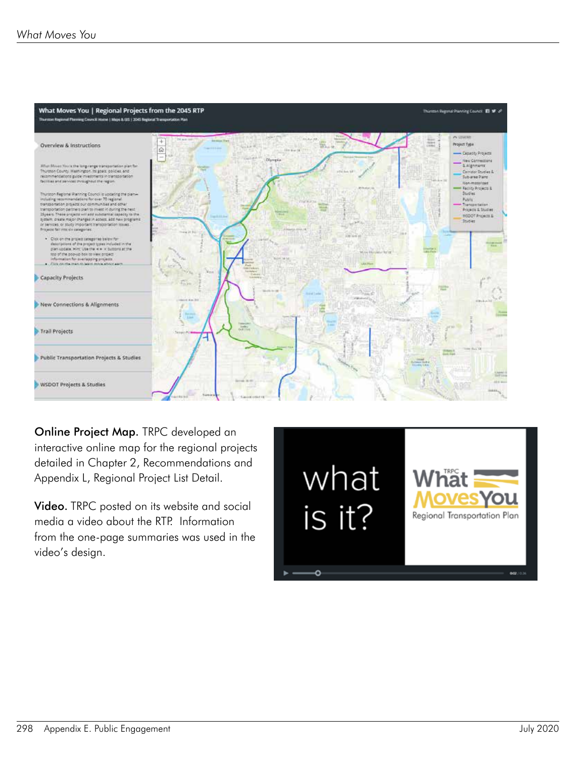**Online Project Map.** TRPC developed an interactive online map for the regional projects detailed in Chapter 2, Recommendations and Appendix L, Regional Project List Detail.

**Video.** TRPC posted on its website and social media a video about the RTP. Information from the one-page summaries was used in the video's design.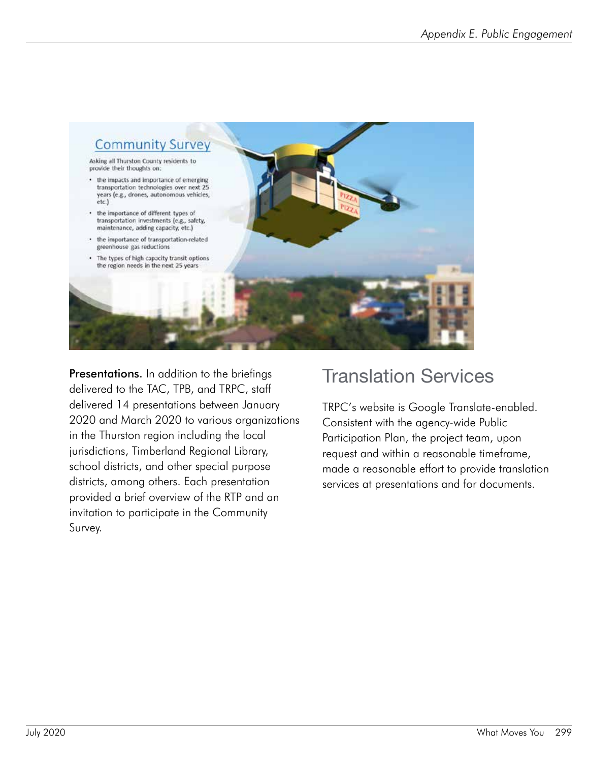**Presentations.** In addition to the briefings delivered to the TAC, TPB, and TRPC, staff delivered 14 presentations between January 2020 and March 2020 to various organizations in the Thurston region including the local jurisdictions, Timberland Regional Library, school districts, and other special purpose districts, among others. Each presentation provided a brief overview of the RTP and an invitation to participate in the Community Survey.

## Translation Services

TRPC's website is Google Translate-enabled. Consistent with the agency-wide Public Participation Plan, the project team, upon request and within a reasonable timeframe, made a reasonable effort to provide translation services at presentations and for documents.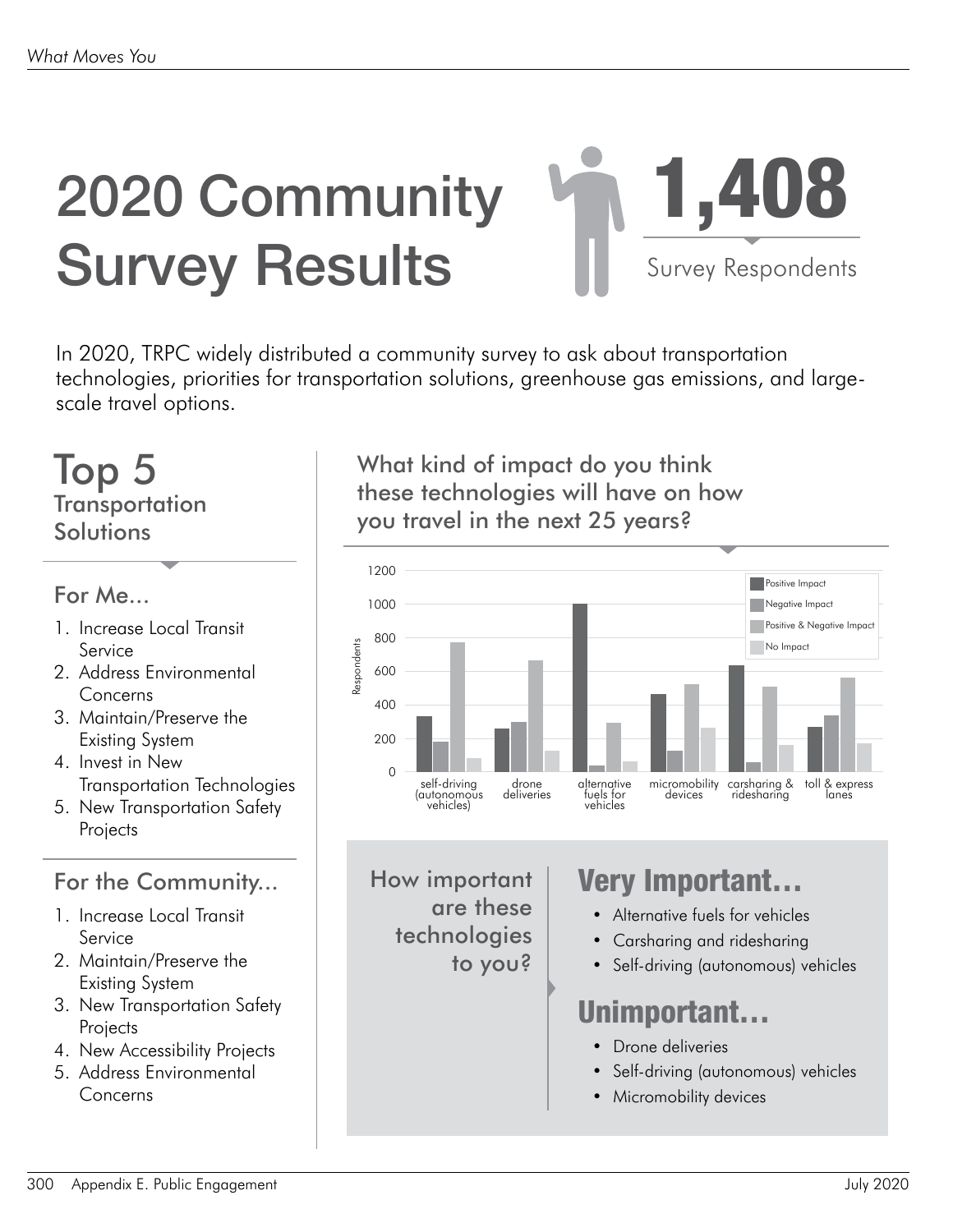# 2020 Community Survey Results

**1,408**

Survey Respondents

In 2020, TRPC widely distributed a community survey to ask about transportation technologies, priorities for transportation solutions, greenhouse gas emissions, and large-scale travel options.

## Top 5 Transportation Solutions

### For Me...

1. Increase Local Transit Service
2. Address Environmental Concerns
3. Maintain/Preserve the Existing System
4. Invest in New Transportation Technologies
5. New Transportation Safety Projects

### For the Community...

1. Increase Local Transit Service
2. Maintain/Preserve the Existing System
3. New Transportation Safety Projects
4. New Accessibility Projects
5. Address Environmental Concerns

## What kind of impact do you think these technologies will have on how you travel in the next 25 years?

| Technology | Positive Impact | Negative Impact | Positive & Negative Impact | No Impact |
|---|---|---|---|---|
| self-driving (autonomous vehicles) | ~330 | ~180 | ~770 | ~80 |
| drone deliveries | ~260 | ~300 | ~665 | ~125 |
| alternative fuels for vehicles | ~1000 | ~35 | ~290 | ~60 |
| micromobility devices | ~465 | ~125 | ~520 | ~265 |
| carsharing & ridesharing | ~635 | ~55 | ~510 | ~160 |
| toll & express lanes | ~270 | ~335 | ~560 | ~170 |

## How important are these technologies to you?

### Very Important...

- Alternative fuels for vehicles
- Carsharing and ridesharing
- Self-driving (autonomous) vehicles

### Unimportant...

- Drone deliveries
- Self-driving (autonomous) vehicles
- Micromobility devices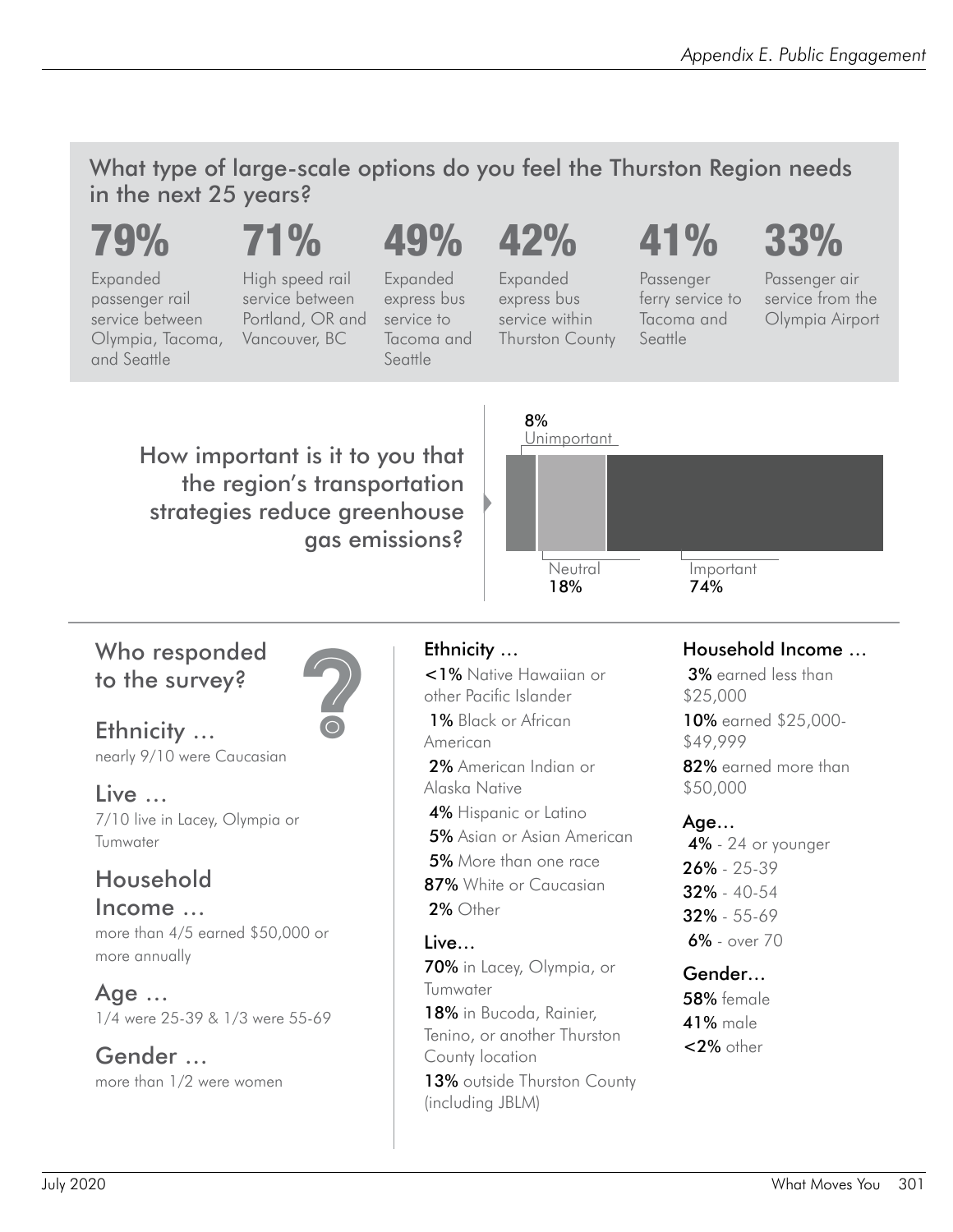## What type of large-scale options do you feel the Thurston Region needs in the next 25 years?

**79%** Expanded passenger rail service between Olympia, Tacoma, and Seattle

**71%** High speed rail service between Portland, OR and Vancouver, BC

**49%** Expanded express bus service to Tacoma and Seattle

**42%** Expanded express bus service within Thurston County

**41%** Passenger ferry service to Tacoma and Seattle

**33%** Passenger air service from the Olympia Airport

## How important is it to you that the region's transportation strategies reduce greenhouse gas emissions?

8% Unimportant

Neutral 18%

Important 74%

## Who responded to the survey?

### Ethnicity …

nearly 9/10 were Caucasian

### Live …

7/10 live in Lacey, Olympia or Tumwater

### Household Income …

more than 4/5 earned $50,000 or more annually

### Age …

1/4 were 25-39 & 1/3 were 55-69

### Gender …

more than 1/2 were women

### Ethnicity …

**<1%** Native Hawaiian or other Pacific Islander

**1%** Black or African American

**2%** American Indian or Alaska Native

**4%** Hispanic or Latino

**5%** Asian or Asian American

**5%** More than one race

**87%** White or Caucasian

**2%** Other

### Live…

**70%** in Lacey, Olympia, or Tumwater

**18%** in Bucoda, Rainier, Tenino, or another Thurston County location

**13%** outside Thurston County (including JBLM)

### Household Income …

**3%** earned less than $25,000

**10%** earned $25,000-$49,999

**82%** earned more than $50,000

### Age…

**4%** - 24 or younger

**26%** - 25-39

**32%** - 40-54

**32%** - 55-69

**6%** - over 70

### Gender…

**58%** female

**41%** male

**<2%** other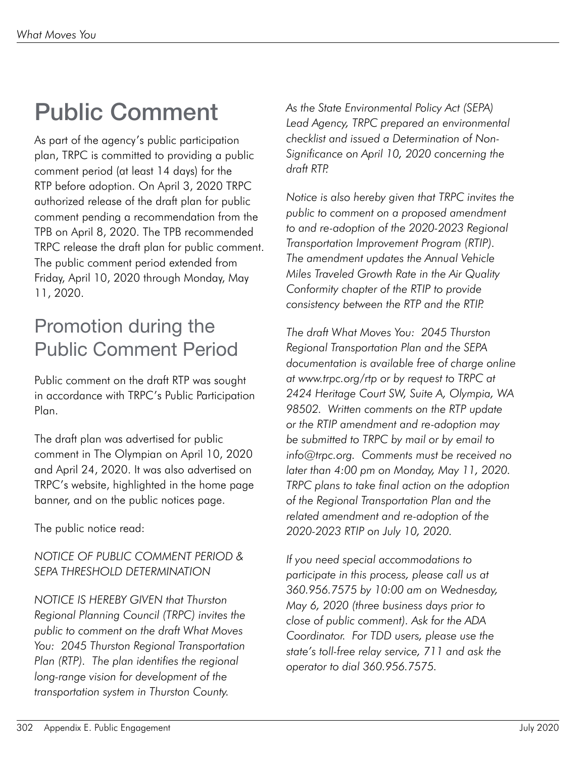# Public Comment

As part of the agency's public participation plan, TRPC is committed to providing a public comment period (at least 14 days) for the RTP before adoption. On April 3, 2020 TRPC authorized release of the draft plan for public comment pending a recommendation from the TPB on April 8, 2020. The TPB recommended TRPC release the draft plan for public comment. The public comment period extended from Friday, April 10, 2020 through Monday, May 11, 2020.

## Promotion during the Public Comment Period

Public comment on the draft RTP was sought in accordance with TRPC's Public Participation Plan.

The draft plan was advertised for public comment in The Olympian on April 10, 2020 and April 24, 2020. It was also advertised on TRPC's website, highlighted in the home page banner, and on the public notices page.

The public notice read:

*NOTICE OF PUBLIC COMMENT PERIOD & SEPA THRESHOLD DETERMINATION*

*NOTICE IS HEREBY GIVEN that Thurston Regional Planning Council (TRPC) invites the public to comment on the draft What Moves You: 2045 Thurston Regional Transportation Plan (RTP). The plan identifies the regional long-range vision for development of the transportation system in Thurston County.*

*As the State Environmental Policy Act (SEPA) Lead Agency, TRPC prepared an environmental checklist and issued a Determination of Non-Significance on April 10, 2020 concerning the draft RTP.*

*Notice is also hereby given that TRPC invites the public to comment on a proposed amendment to and re-adoption of the 2020-2023 Regional Transportation Improvement Program (RTIP). The amendment updates the Annual Vehicle Miles Traveled Growth Rate in the Air Quality Conformity chapter of the RTIP to provide consistency between the RTP and the RTIP.*

*The draft What Moves You: 2045 Thurston Regional Transportation Plan and the SEPA documentation is available free of charge online at www.trpc.org/rtp or by request to TRPC at 2424 Heritage Court SW, Suite A, Olympia, WA 98502. Written comments on the RTP update or the RTIP amendment and re-adoption may be submitted to TRPC by mail or by email to info@trpc.org. Comments must be received no later than 4:00 pm on Monday, May 11, 2020. TRPC plans to take final action on the adoption of the Regional Transportation Plan and the related amendment and re-adoption of the 2020-2023 RTIP on July 10, 2020.*

*If you need special accommodations to participate in this process, please call us at 360.956.7575 by 10:00 am on Wednesday, May 6, 2020 (three business days prior to close of public comment). Ask for the ADA Coordinator. For TDD users, please use the state's toll-free relay service, 711 and ask the operator to dial 360.956.7575.*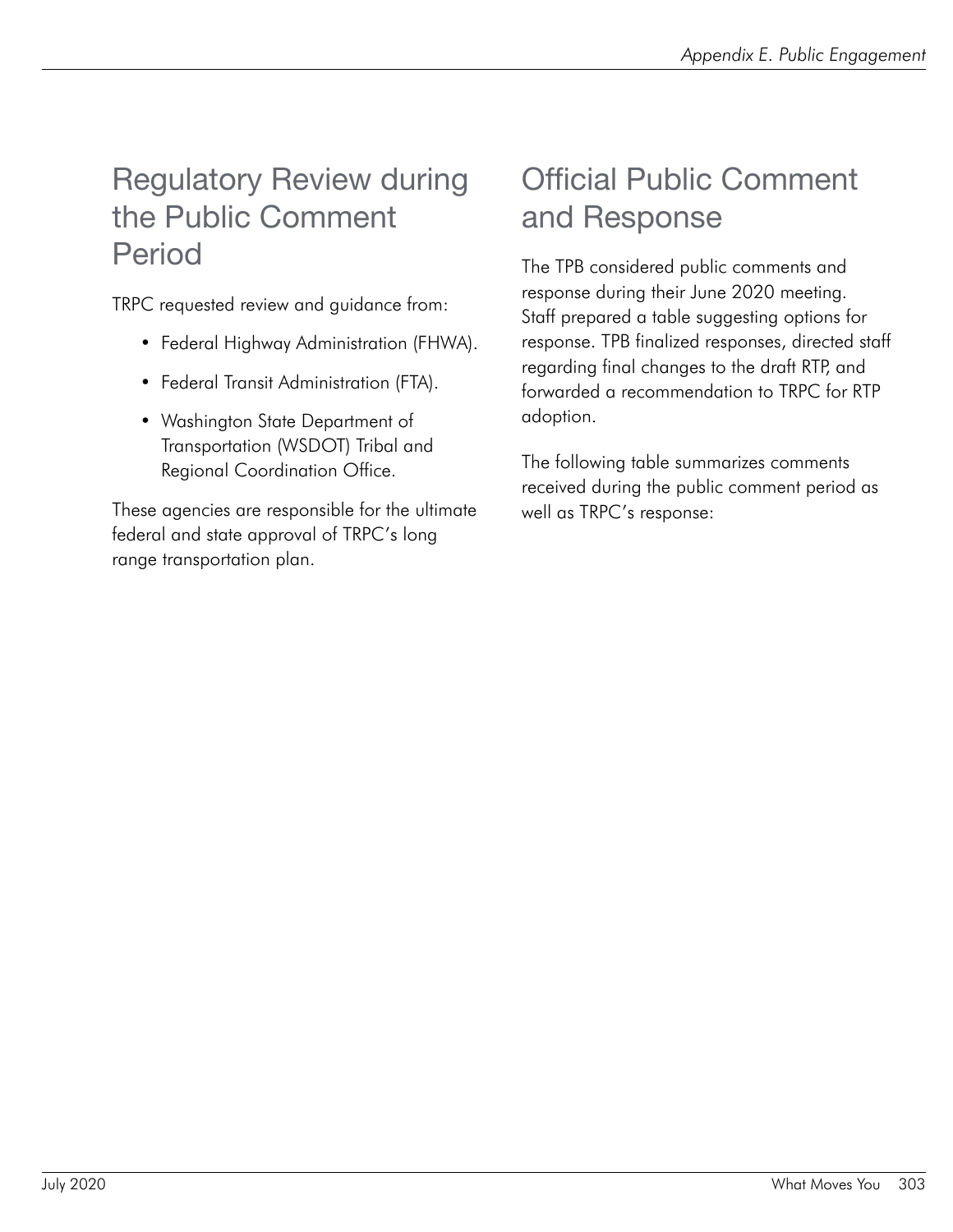## Regulatory Review during the Public Comment Period

TRPC requested review and guidance from:

- Federal Highway Administration (FHWA).
- Federal Transit Administration (FTA).
- Washington State Department of Transportation (WSDOT) Tribal and Regional Coordination Office.

These agencies are responsible for the ultimate federal and state approval of TRPC's long range transportation plan.

## Official Public Comment and Response

The TPB considered public comments and response during their June 2020 meeting. Staff prepared a table suggesting options for response. TPB finalized responses, directed staff regarding final changes to the draft RTP, and forwarded a recommendation to TRPC for RTP adoption.

The following table summarizes comments received during the public comment period as well as TRPC's response: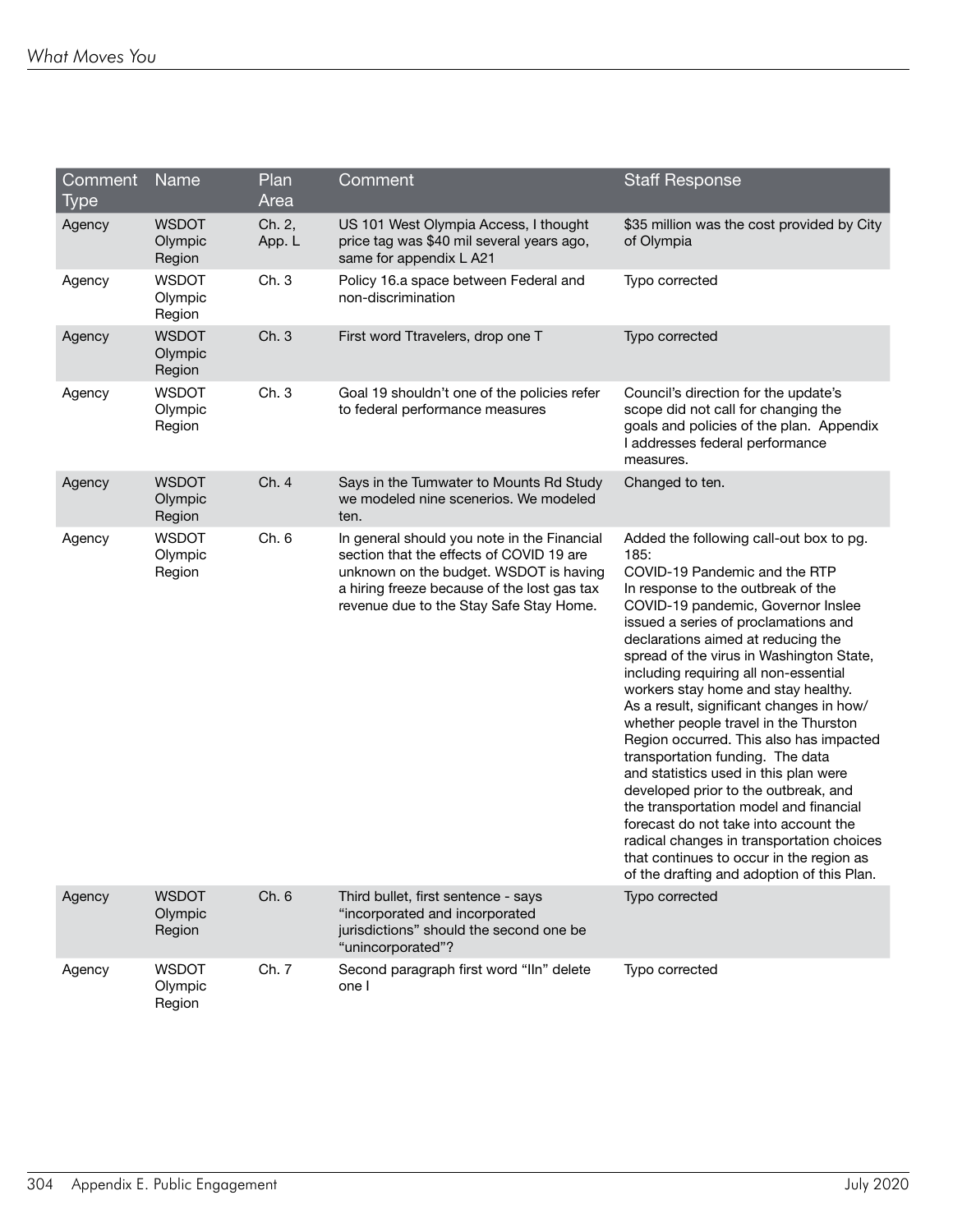| Comment Type | Name | Plan Area | Comment | Staff Response |
|---|---|---|---|---|
| Agency | WSDOT Olympic Region | Ch. 2, App. L | US 101 West Olympia Access, I thought price tag was $40 mil several years ago, same for appendix L A21 | $35 million was the cost provided by City of Olympia |
| Agency | WSDOT Olympic Region | Ch. 3 | Policy 16.a space between Federal and non-discrimination | Typo corrected |
| Agency | WSDOT Olympic Region | Ch. 3 | First word Ttravelers, drop one T | Typo corrected |
| Agency | WSDOT Olympic Region | Ch. 3 | Goal 19 shouldn't one of the policies refer to federal performance measures | Council's direction for the update's scope did not call for changing the goals and policies of the plan. Appendix I addresses federal performance measures. |
| Agency | WSDOT Olympic Region | Ch. 4 | Says in the Tumwater to Mounts Rd Study we modeled nine scenerios. We modeled ten. | Changed to ten. |
| Agency | WSDOT Olympic Region | Ch. 6 | In general should you note in the Financial section that the effects of COVID 19 are unknown on the budget. WSDOT is having a hiring freeze because of the lost gas tax revenue due to the Stay Safe Stay Home. | Added the following call-out box to pg. 185: COVID-19 Pandemic and the RTP In response to the outbreak of the COVID-19 pandemic, Governor Inslee issued a series of proclamations and declarations aimed at reducing the spread of the virus in Washington State, including requiring all non-essential workers stay home and stay healthy. As a result, significant changes in how/whether people travel in the Thurston Region occurred. This also has impacted transportation funding. The data and statistics used in this plan were developed prior to the outbreak, and the transportation model and financial forecast do not take into account the radical changes in transportation choices that continues to occur in the region as of the drafting and adoption of this Plan. |
| Agency | WSDOT Olympic Region | Ch. 6 | Third bullet, first sentence - says "incorporated and incorporated jurisdictions" should the second one be "unincorporated"? | Typo corrected |
| Agency | WSDOT Olympic Region | Ch. 7 | Second paragraph first word "IIn" delete one I | Typo corrected |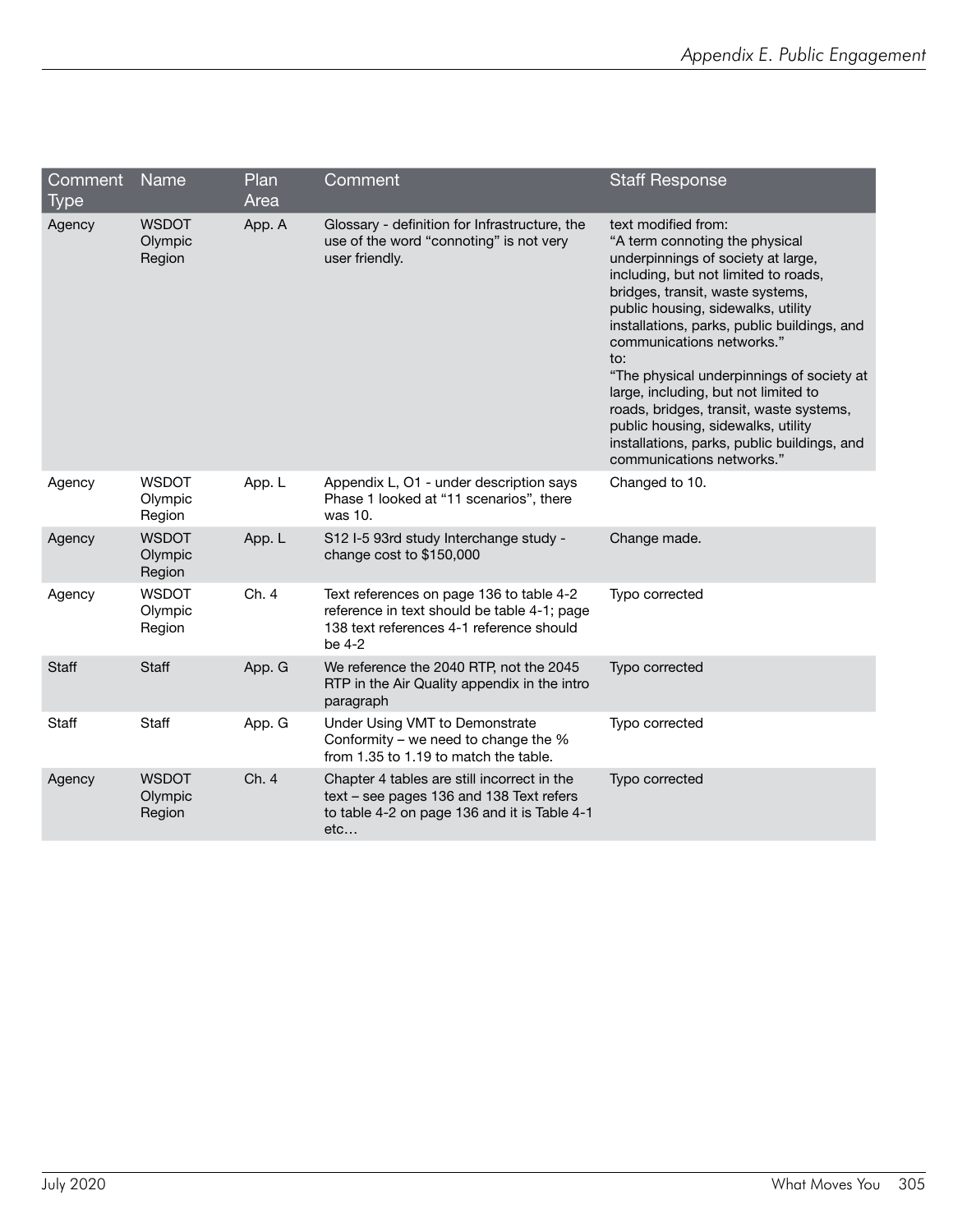| Comment Type | Name | Plan Area | Comment | Staff Response |
|---|---|---|---|---|
| Agency | WSDOT Olympic Region | App. A | Glossary - definition for Infrastructure, the use of the word "connoting" is not very user friendly. | text modified from: "A term connoting the physical underpinnings of society at large, including, but not limited to roads, bridges, transit, waste systems, public housing, sidewalks, utility installations, parks, public buildings, and communications networks." to: "The physical underpinnings of society at large, including, but not limited to roads, bridges, transit, waste systems, public housing, sidewalks, utility installations, parks, public buildings, and communications networks." |
| Agency | WSDOT Olympic Region | App. L | Appendix L, O1 - under description says Phase 1 looked at "11 scenarios", there was 10. | Changed to 10. |
| Agency | WSDOT Olympic Region | App. L | S12 I-5 93rd study Interchange study - change cost to $150,000 | Change made. |
| Agency | WSDOT Olympic Region | Ch. 4 | Text references on page 136 to table 4-2 reference in text should be table 4-1; page 138 text references 4-1 reference should be 4-2 | Typo corrected |
| Staff | Staff | App. G | We reference the 2040 RTP, not the 2045 RTP in the Air Quality appendix in the intro paragraph | Typo corrected |
| Staff | Staff | App. G | Under Using VMT to Demonstrate Conformity – we need to change the % from 1.35 to 1.19 to match the table. | Typo corrected |
| Agency | WSDOT Olympic Region | Ch. 4 | Chapter 4 tables are still incorrect in the text – see pages 136 and 138 Text refers to table 4-2 on page 136 and it is Table 4-1 etc… | Typo corrected |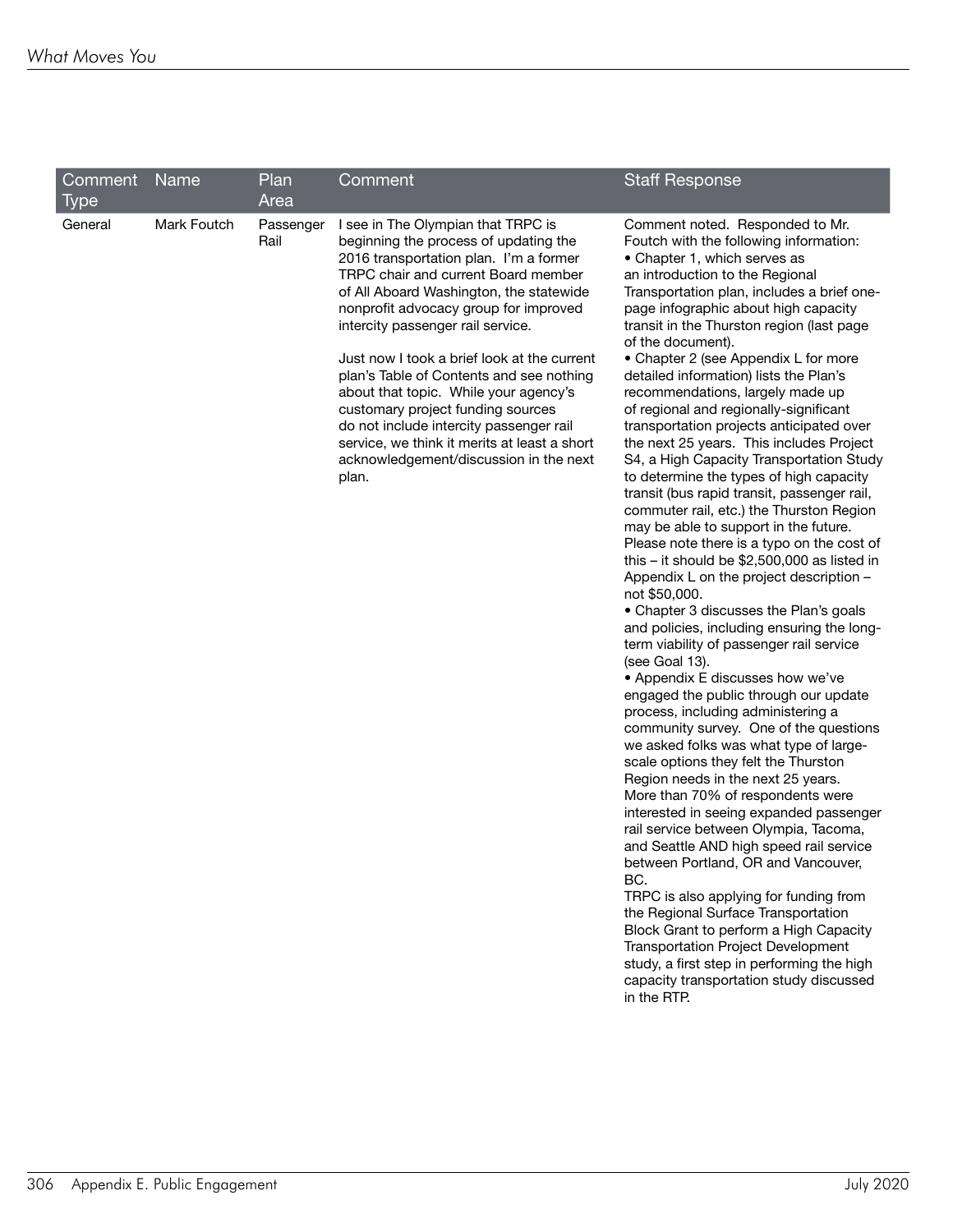| Comment Type | Name | Plan Area | Comment | Staff Response |
|---|---|---|---|---|
| General | Mark Foutch | Passenger Rail | I see in The Olympian that TRPC is beginning the process of updating the 2016 transportation plan. I'm a former TRPC chair and current Board member of All Aboard Washington, the statewide nonprofit advocacy group for improved intercity passenger rail service.<br><br>Just now I took a brief look at the current plan's Table of Contents and see nothing about that topic. While your agency's customary project funding sources do not include intercity passenger rail service, we think it merits at least a short acknowledgement/discussion in the next plan. | Comment noted. Responded to Mr. Foutch with the following information:<br>• Chapter 1, which serves as an introduction to the Regional Transportation plan, includes a brief one-page infographic about high capacity transit in the Thurston region (last page of the document).<br>• Chapter 2 (see Appendix L for more detailed information) lists the Plan's recommendations, largely made up of regional and regionally-significant transportation projects anticipated over the next 25 years. This includes Project S4, a High Capacity Transportation Study to determine the types of high capacity transit (bus rapid transit, passenger rail, commuter rail, etc.) the Thurston Region may be able to support in the future. Please note there is a typo on the cost of this – it should be $2,500,000 as listed in Appendix L on the project description – not $50,000.<br>• Chapter 3 discusses the Plan's goals and policies, including ensuring the long-term viability of passenger rail service (see Goal 13).<br>• Appendix E discusses how we've engaged the public through our update process, including administering a community survey. One of the questions we asked folks was what type of large-scale options they felt the Thurston Region needs in the next 25 years. More than 70% of respondents were interested in seeing expanded passenger rail service between Olympia, Tacoma, and Seattle AND high speed rail service between Portland, OR and Vancouver, BC.<br>TRPC is also applying for funding from the Regional Surface Transportation Block Grant to perform a High Capacity Transportation Project Development study, a first step in performing the high capacity transportation study discussed in the RTP. |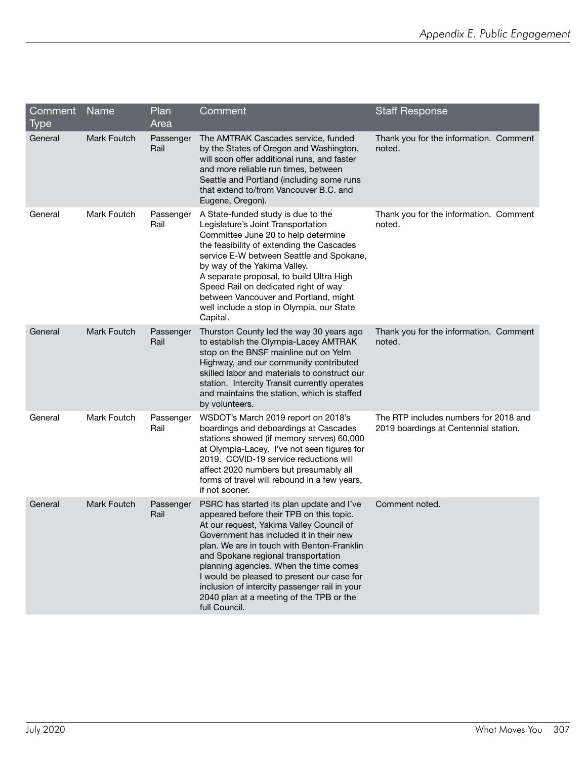| Comment Type | Name | Plan Area | Comment | Staff Response |
|---|---|---|---|---|
| General | Mark Foutch | Passenger Rail | The AMTRAK Cascades service, funded by the States of Oregon and Washington, will soon offer additional runs, and faster and more reliable run times, between Seattle and Portland (including some runs that extend to/from Vancouver B.C. and Eugene, Oregon). | Thank you for the information. Comment noted. |
| General | Mark Foutch | Passenger Rail | A State-funded study is due to the Legislature's Joint Transportation Committee June 20 to help determine the feasibility of extending the Cascades service E-W between Seattle and Spokane, by way of the Yakima Valley. A separate proposal, to build Ultra High Speed Rail on dedicated right of way between Vancouver and Portland, might well include a stop in Olympia, our State Capital. | Thank you for the information. Comment noted. |
| General | Mark Foutch | Passenger Rail | Thurston County led the way 30 years ago to establish the Olympia-Lacey AMTRAK stop on the BNSF mainline out on Yelm Highway, and our community contributed skilled labor and materials to construct our station. Intercity Transit currently operates and maintains the station, which is staffed by volunteers. | Thank you for the information. Comment noted. |
| General | Mark Foutch | Passenger Rail | WSDOT's March 2019 report on 2018's boardings and deboardings at Cascades stations showed (if memory serves) 60,000 at Olympia-Lacey. I've not seen figures for 2019. COVID-19 service reductions will affect 2020 numbers but presumably all forms of travel will rebound in a few years, if not sooner. | The RTP includes numbers for 2018 and 2019 boardings at Centennial station. |
| General | Mark Foutch | Passenger Rail | PSRC has started its plan update and I've appeared before their TPB on this topic. At our request, Yakima Valley Council of Government has included it in their new plan. We are in touch with Benton-Franklin and Spokane regional transportation planning agencies. When the time comes I would be pleased to present our case for inclusion of intercity passenger rail in your 2040 plan at a meeting of the TPB or the full Council. | Comment noted. |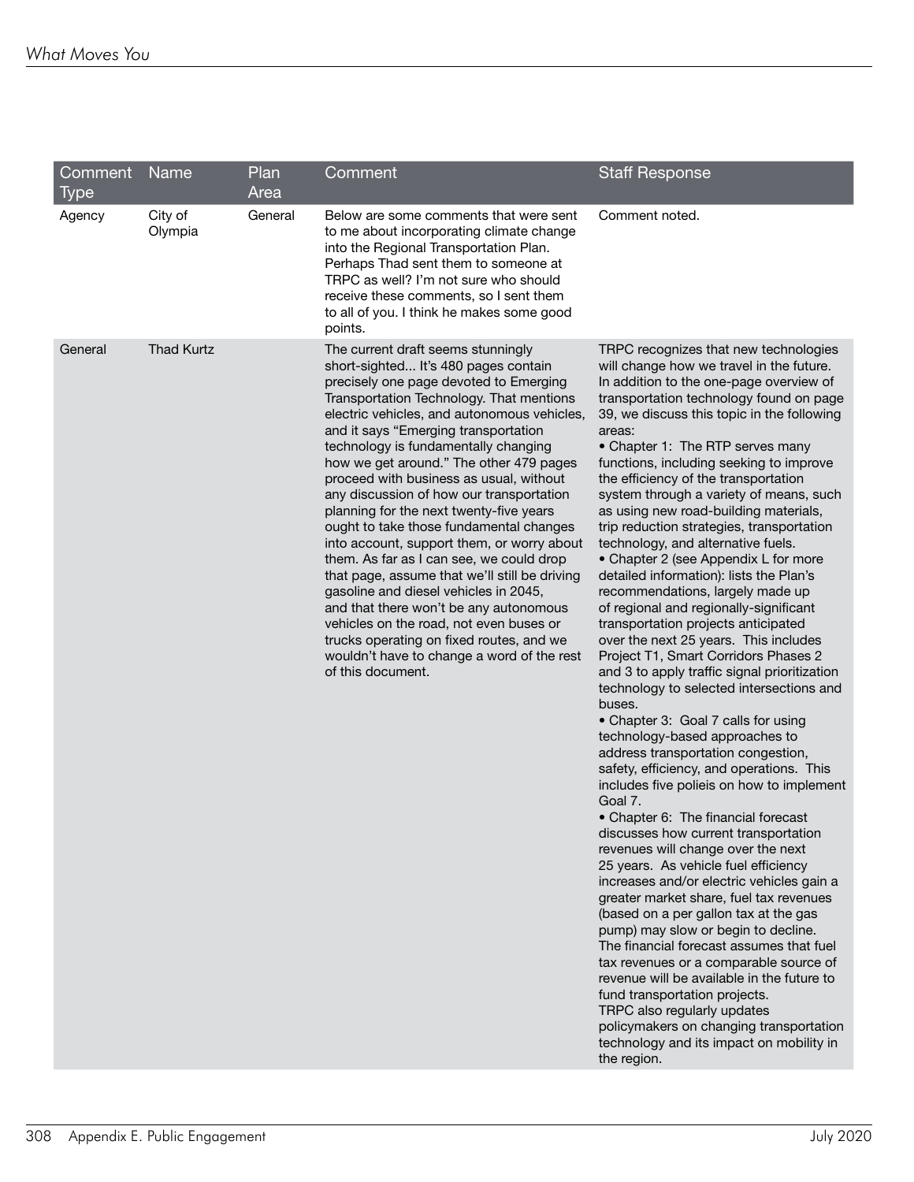| Comment Type | Name | Plan Area | Comment | Staff Response |
|---|---|---|---|---|
| Agency | City of Olympia | General | Below are some comments that were sent to me about incorporating climate change into the Regional Transportation Plan. Perhaps Thad sent them to someone at TRPC as well? I'm not sure who should receive these comments, so I sent them to all of you. I think he makes some good points. | Comment noted. |
| General | Thad Kurtz | | The current draft seems stunningly short-sighted... It's 480 pages contain precisely one page devoted to Emerging Transportation Technology. That mentions electric vehicles, and autonomous vehicles, and it says "Emerging transportation technology is fundamentally changing how we get around." The other 479 pages proceed with business as usual, without any discussion of how our transportation planning for the next twenty-five years ought to take those fundamental changes into account, support them, or worry about them. As far as I can see, we could drop that page, assume that we'll still be driving gasoline and diesel vehicles in 2045, and that there won't be any autonomous vehicles on the road, not even buses or trucks operating on fixed routes, and we wouldn't have to change a word of the rest of this document. | TRPC recognizes that new technologies will change how we travel in the future. In addition to the one-page overview of transportation technology found on page 39, we discuss this topic in the following areas:<br>• Chapter 1: The RTP serves many functions, including seeking to improve the efficiency of the transportation system through a variety of means, such as using new road-building materials, trip reduction strategies, transportation technology, and alternative fuels.<br>• Chapter 2 (see Appendix L for more detailed information): lists the Plan's recommendations, largely made up of regional and regionally-significant transportation projects anticipated over the next 25 years. This includes Project T1, Smart Corridors Phases 2 and 3 to apply traffic signal prioritization technology to selected intersections and buses.<br>• Chapter 3: Goal 7 calls for using technology-based approaches to address transportation congestion, safety, efficiency, and operations. This includes five polieis on how to implement Goal 7.<br>• Chapter 6: The financial forecast discusses how current transportation revenues will change over the next 25 years. As vehicle fuel efficiency increases and/or electric vehicles gain a greater market share, fuel tax revenues (based on a per gallon tax at the gas pump) may slow or begin to decline. The financial forecast assumes that fuel tax revenues or a comparable source of revenue will be available in the future to fund transportation projects.<br>TRPC also regularly updates policymakers on changing transportation technology and its impact on mobility in the region. |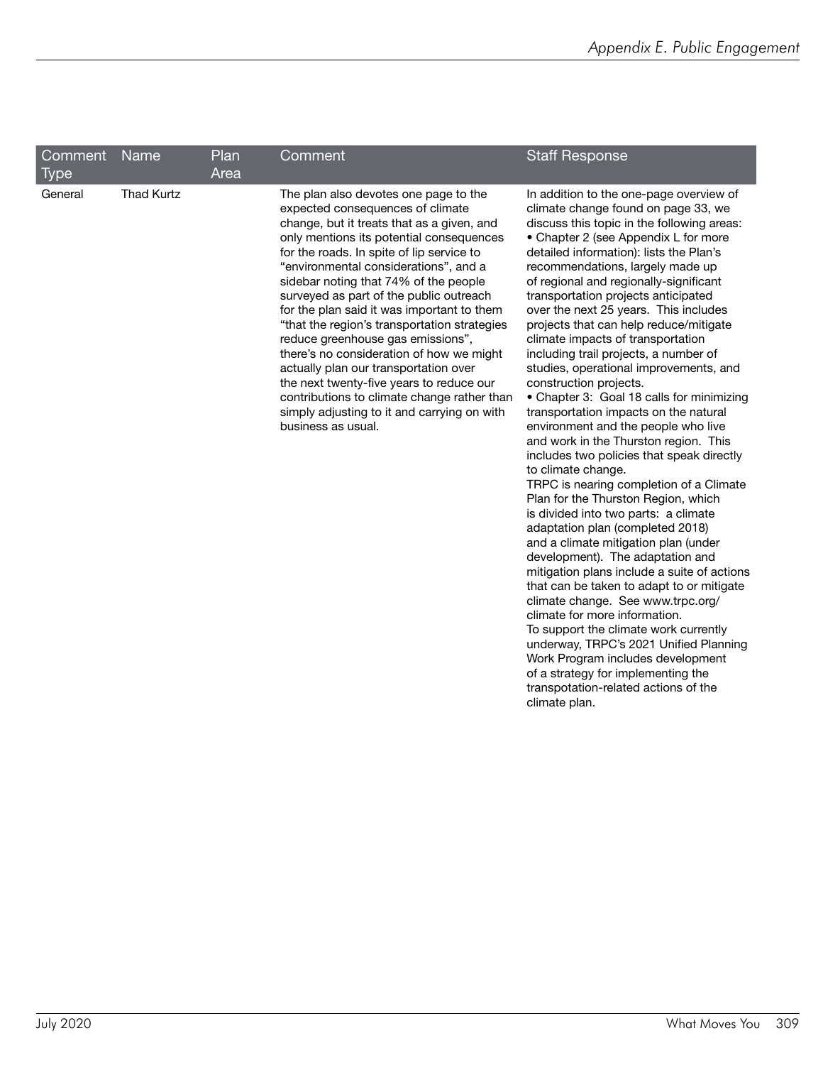| Comment Type | Name | Plan Area | Comment | Staff Response |
|---|---|---|---|---|
| General | Thad Kurtz | | The plan also devotes one page to the expected consequences of climate change, but it treats that as a given, and only mentions its potential consequences for the roads. In spite of lip service to "environmental considerations", and a sidebar noting that 74% of the people surveyed as part of the public outreach for the plan said it was important to them "that the region's transportation strategies reduce greenhouse gas emissions", there's no consideration of how we might actually plan our transportation over the next twenty-five years to reduce our contributions to climate change rather than simply adjusting to it and carrying on with business as usual. | In addition to the one-page overview of climate change found on page 33, we discuss this topic in the following areas:<br>• Chapter 2 (see Appendix L for more detailed information): lists the Plan's recommendations, largely made up of regional and regionally-significant transportation projects anticipated over the next 25 years. This includes projects that can help reduce/mitigate climate impacts of transportation including trail projects, a number of studies, operational improvements, and construction projects.<br>• Chapter 3: Goal 18 calls for minimizing transportation impacts on the natural environment and the people who live and work in the Thurston region. This includes two policies that speak directly to climate change.<br>TRPC is nearing completion of a Climate Plan for the Thurston Region, which is divided into two parts: a climate adaptation plan (completed 2018) and a climate mitigation plan (under development). The adaptation and mitigation plans include a suite of actions that can be taken to adapt to or mitigate climate change. See www.trpc.org/climate for more information.<br>To support the climate work currently underway, TRPC's 2021 Unified Planning Work Program includes development of a strategy for implementing the transpotation-related actions of the climate plan. |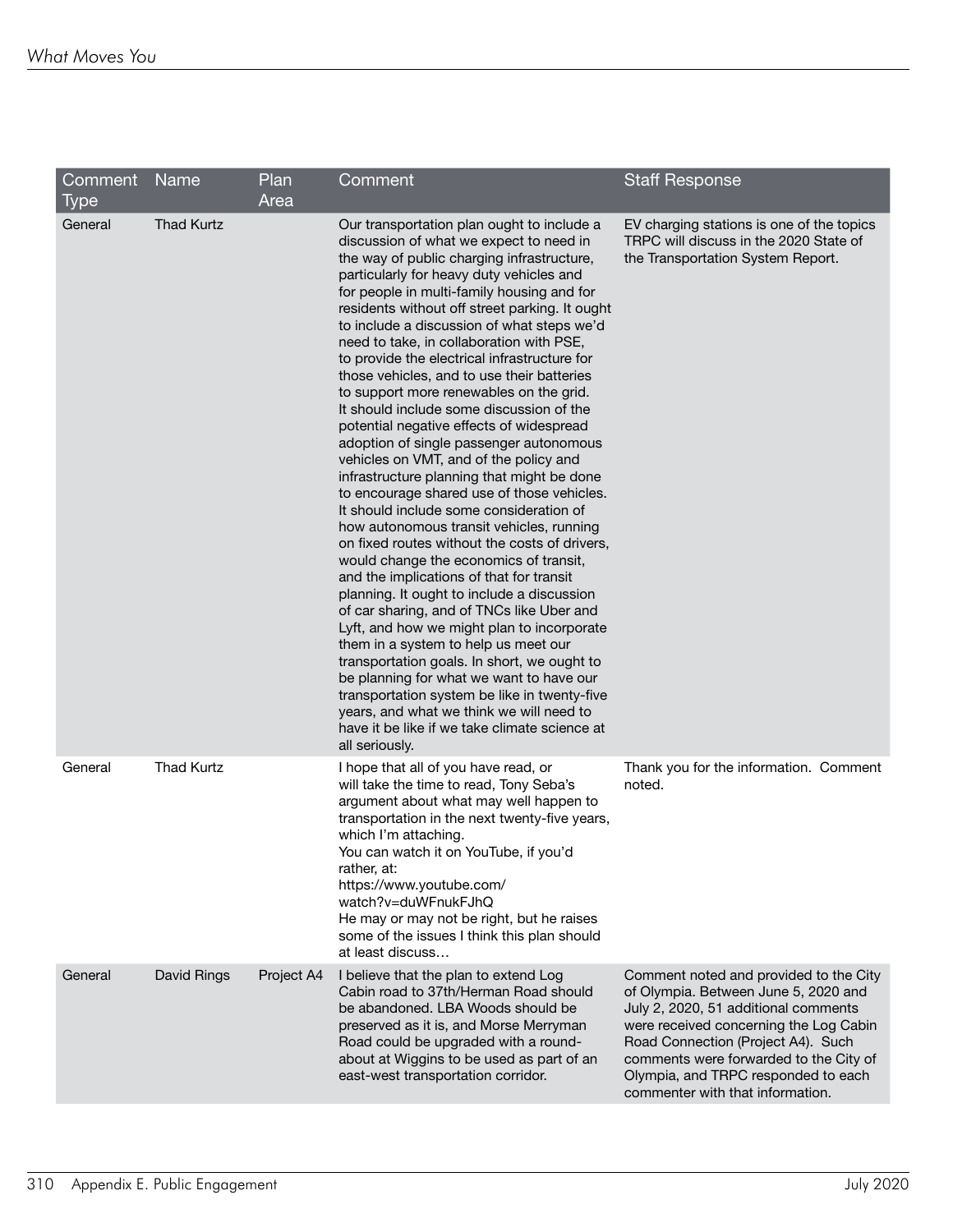| Comment Type | Name | Plan Area | Comment | Staff Response |
|---|---|---|---|---|
| General | Thad Kurtz | | Our transportation plan ought to include a discussion of what we expect to need in the way of public charging infrastructure, particularly for heavy duty vehicles and for people in multi-family housing and for residents without off street parking. It ought to include a discussion of what steps we'd need to take, in collaboration with PSE, to provide the electrical infrastructure for those vehicles, and to use their batteries to support more renewables on the grid. It should include some discussion of the potential negative effects of widespread adoption of single passenger autonomous vehicles on VMT, and of the policy and infrastructure planning that might be done to encourage shared use of those vehicles. It should include some consideration of how autonomous transit vehicles, running on fixed routes without the costs of drivers, would change the economics of transit, and the implications of that for transit planning. It ought to include a discussion of car sharing, and of TNCs like Uber and Lyft, and how we might plan to incorporate them in a system to help us meet our transportation goals. In short, we ought to be planning for what we want to have our transportation system be like in twenty-five years, and what we think we will need to have it be like if we take climate science at all seriously. | EV charging stations is one of the topics TRPC will discuss in the 2020 State of the Transportation System Report. |
| General | Thad Kurtz | | I hope that all of you have read, or will take the time to read, Tony Seba's argument about what may well happen to transportation in the next twenty-five years, which I'm attaching. You can watch it on YouTube, if you'd rather, at: https://www.youtube.com/watch?v=duWFnukFJhQ He may or may not be right, but he raises some of the issues I think this plan should at least discuss… | Thank you for the information. Comment noted. |
| General | David Rings | Project A4 | I believe that the plan to extend Log Cabin road to 37th/Herman Road should be abandoned. LBA Woods should be preserved as it is, and Morse Merryman Road could be upgraded with a round-about at Wiggins to be used as part of an east-west transportation corridor. | Comment noted and provided to the City of Olympia. Between June 5, 2020 and July 2, 2020, 51 additional comments were received concerning the Log Cabin Road Connection (Project A4). Such comments were forwarded to the City of Olympia, and TRPC responded to each commenter with that information. |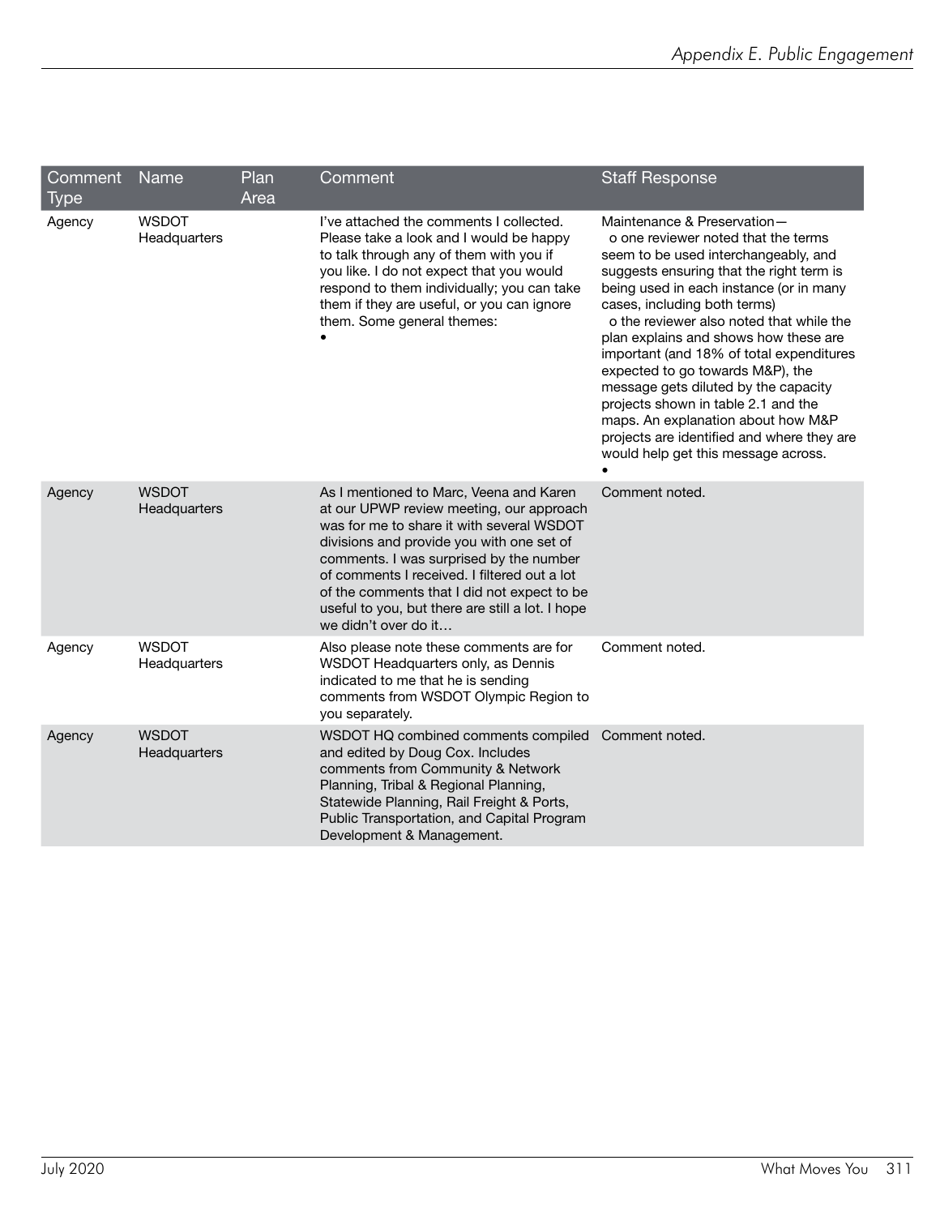| Comment Type | Name | Plan Area | Comment | Staff Response |
|---|---|---|---|---|
| Agency | WSDOT Headquarters | | I've attached the comments I collected. Please take a look and I would be happy to talk through any of them with you if you like. I do not expect that you would respond to them individually; you can take them if they are useful, or you can ignore them. Some general themes: • | Maintenance & Preservation— o one reviewer noted that the terms seem to be used interchangeably, and suggests ensuring that the right term is being used in each instance (or in many cases, including both terms) o the reviewer also noted that while the plan explains and shows how these are important (and 18% of total expenditures expected to go towards M&P), the message gets diluted by the capacity projects shown in table 2.1 and the maps. An explanation about how M&P projects are identified and where they are would help get this message across. • |
| Agency | WSDOT Headquarters | | As I mentioned to Marc, Veena and Karen at our UPWP review meeting, our approach was for me to share it with several WSDOT divisions and provide you with one set of comments. I was surprised by the number of comments I received. I filtered out a lot of the comments that I did not expect to be useful to you, but there are still a lot. I hope we didn't over do it… | Comment noted. |
| Agency | WSDOT Headquarters | | Also please note these comments are for WSDOT Headquarters only, as Dennis indicated to me that he is sending comments from WSDOT Olympic Region to you separately. | Comment noted. |
| Agency | WSDOT Headquarters | | WSDOT HQ combined comments compiled and edited by Doug Cox. Includes comments from Community & Network Planning, Tribal & Regional Planning, Statewide Planning, Rail Freight & Ports, Public Transportation, and Capital Program Development & Management. | Comment noted. |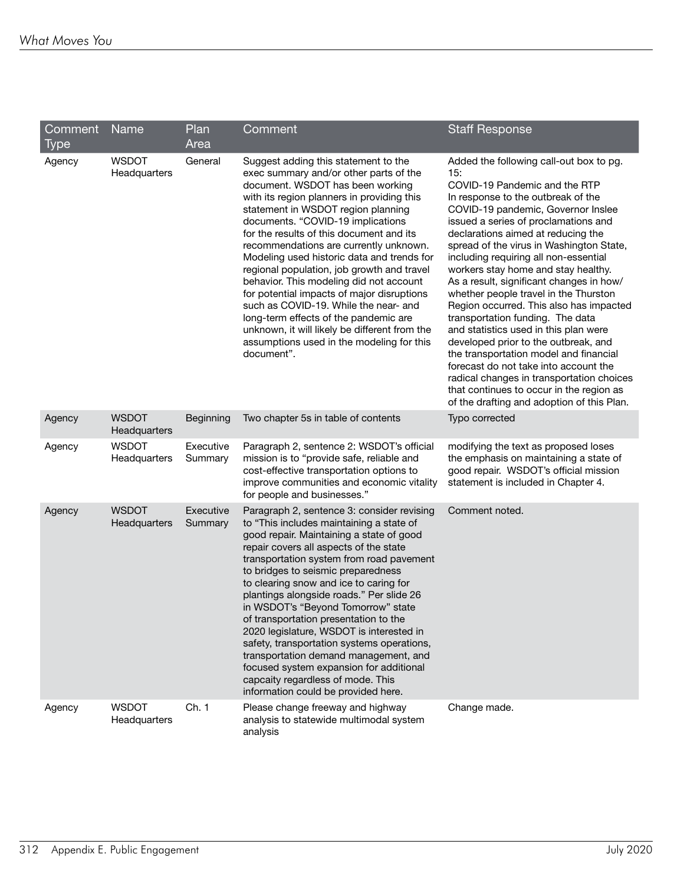| Comment Type | Name | Plan Area | Comment | Staff Response |
|---|---|---|---|---|
| Agency | WSDOT Headquarters | General | Suggest adding this statement to the exec summary and/or other parts of the document. WSDOT has been working with its region planners in providing this statement in WSDOT region planning documents. "COVID-19 implications for the results of this document and its recommendations are currently unknown. Modeling used historic data and trends for regional population, job growth and travel behavior. This modeling did not account for potential impacts of major disruptions such as COVID-19. While the near- and long-term effects of the pandemic are unknown, it will likely be different from the assumptions used in the modeling for this document". | Added the following call-out box to pg. 15: COVID-19 Pandemic and the RTP In response to the outbreak of the COVID-19 pandemic, Governor Inslee issued a series of proclamations and declarations aimed at reducing the spread of the virus in Washington State, including requiring all non-essential workers stay home and stay healthy. As a result, significant changes in how/whether people travel in the Thurston Region occurred. This also has impacted transportation funding. The data and statistics used in this plan were developed prior to the outbreak, and the transportation model and financial forecast do not take into account the radical changes in transportation choices that continues to occur in the region as of the drafting and adoption of this Plan. |
| Agency | WSDOT Headquarters | Beginning | Two chapter 5s in table of contents | Typo corrected |
| Agency | WSDOT Headquarters | Executive Summary | Paragraph 2, sentence 2: WSDOT's official mission is to "provide safe, reliable and cost-effective transportation options to improve communities and economic vitality for people and businesses." | modifying the text as proposed loses the emphasis on maintaining a state of good repair. WSDOT's official mission statement is included in Chapter 4. |
| Agency | WSDOT Headquarters | Executive Summary | Paragraph 2, sentence 3: consider revising to "This includes maintaining a state of good repair. Maintaining a state of good repair covers all aspects of the state transportation system from road pavement to bridges to seismic preparedness to clearing snow and ice to caring for plantings alongside roads." Per slide 26 in WSDOT's "Beyond Tomorrow" state of transportation presentation to the 2020 legislature, WSDOT is interested in safety, transportation systems operations, transportation demand management, and focused system expansion for additional capcaity regardless of mode. This information could be provided here. | Comment noted. |
| Agency | WSDOT Headquarters | Ch. 1 | Please change freeway and highway analysis to statewide multimodal system analysis | Change made. |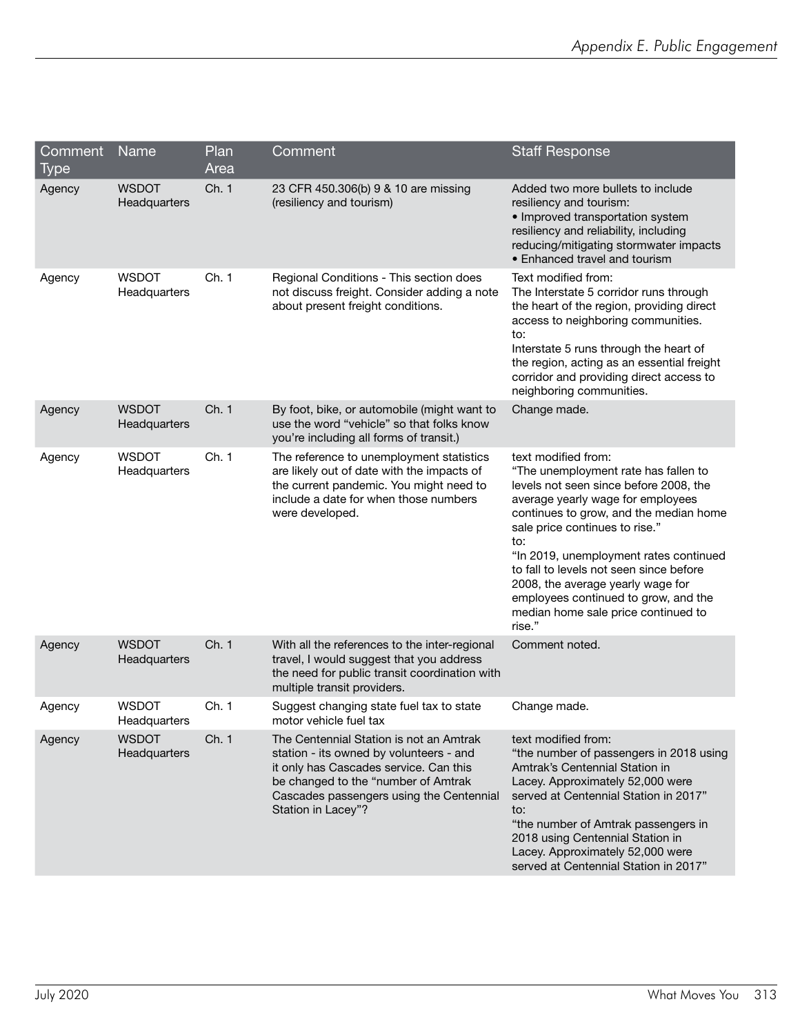| Comment Type | Name | Plan Area | Comment | Staff Response |
|---|---|---|---|---|
| Agency | WSDOT Headquarters | Ch. 1 | 23 CFR 450.306(b) 9 & 10 are missing (resiliency and tourism) | Added two more bullets to include resiliency and tourism:<br>• Improved transportation system resiliency and reliability, including reducing/mitigating stormwater impacts<br>• Enhanced travel and tourism |
| Agency | WSDOT Headquarters | Ch. 1 | Regional Conditions - This section does not discuss freight. Consider adding a note about present freight conditions. | Text modified from:<br>The Interstate 5 corridor runs through the heart of the region, providing direct access to neighboring communities.<br>to:<br>Interstate 5 runs through the heart of the region, acting as an essential freight corridor and providing direct access to neighboring communities. |
| Agency | WSDOT Headquarters | Ch. 1 | By foot, bike, or automobile (might want to use the word "vehicle" so that folks know you're including all forms of transit.) | Change made. |
| Agency | WSDOT Headquarters | Ch. 1 | The reference to unemployment statistics are likely out of date with the impacts of the current pandemic. You might need to include a date for when those numbers were developed. | text modified from:<br>"The unemployment rate has fallen to levels not seen since before 2008, the average yearly wage for employees continues to grow, and the median home sale price continues to rise."<br>to:<br>"In 2019, unemployment rates continued to fall to levels not seen since before 2008, the average yearly wage for employees continued to grow, and the median home sale price continued to rise." |
| Agency | WSDOT Headquarters | Ch. 1 | With all the references to the inter-regional travel, I would suggest that you address the need for public transit coordination with multiple transit providers. | Comment noted. |
| Agency | WSDOT Headquarters | Ch. 1 | Suggest changing state fuel tax to state motor vehicle fuel tax | Change made. |
| Agency | WSDOT Headquarters | Ch. 1 | The Centennial Station is not an Amtrak station - its owned by volunteers - and it only has Cascades service. Can this be changed to the "number of Amtrak Cascades passengers using the Centennial Station in Lacey"? | text modified from:<br>"the number of passengers in 2018 using Amtrak's Centennial Station in Lacey. Approximately 52,000 were served at Centennial Station in 2017"<br>to:<br>"the number of Amtrak passengers in 2018 using Centennial Station in Lacey. Approximately 52,000 were served at Centennial Station in 2017" |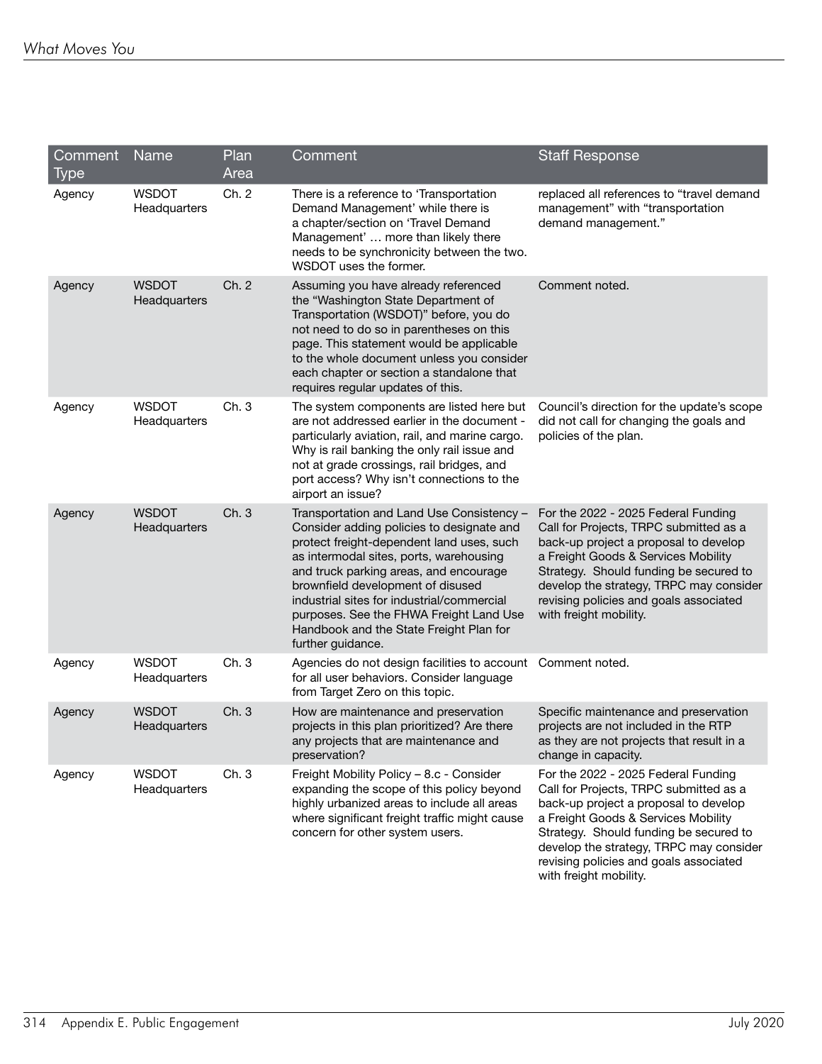| Comment Type | Name | Plan Area | Comment | Staff Response |
|---|---|---|---|---|
| Agency | WSDOT Headquarters | Ch. 2 | There is a reference to 'Transportation Demand Management' while there is a chapter/section on 'Travel Demand Management' … more than likely there needs to be synchronicity between the two. WSDOT uses the former. | replaced all references to "travel demand management" with "transportation demand management." |
| Agency | WSDOT Headquarters | Ch. 2 | Assuming you have already referenced the "Washington State Department of Transportation (WSDOT)" before, you do not need to do so in parentheses on this page. This statement would be applicable to the whole document unless you consider each chapter or section a standalone that requires regular updates of this. | Comment noted. |
| Agency | WSDOT Headquarters | Ch. 3 | The system components are listed here but are not addressed earlier in the document - particularly aviation, rail, and marine cargo. Why is rail banking the only rail issue and not at grade crossings, rail bridges, and port access? Why isn't connections to the airport an issue? | Council's direction for the update's scope did not call for changing the goals and policies of the plan. |
| Agency | WSDOT Headquarters | Ch. 3 | Transportation and Land Use Consistency – Consider adding policies to designate and protect freight-dependent land uses, such as intermodal sites, ports, warehousing and truck parking areas, and encourage brownfield development of disused industrial sites for industrial/commercial purposes. See the FHWA Freight Land Use Handbook and the State Freight Plan for further guidance. | For the 2022 - 2025 Federal Funding Call for Projects, TRPC submitted as a back-up project a proposal to develop a Freight Goods & Services Mobility Strategy. Should funding be secured to develop the strategy, TRPC may consider revising policies and goals associated with freight mobility. |
| Agency | WSDOT Headquarters | Ch. 3 | Agencies do not design facilities to account for all user behaviors. Consider language from Target Zero on this topic. | Comment noted. |
| Agency | WSDOT Headquarters | Ch. 3 | How are maintenance and preservation projects in this plan prioritized? Are there any projects that are maintenance and preservation? | Specific maintenance and preservation projects are not included in the RTP as they are not projects that result in a change in capacity. |
| Agency | WSDOT Headquarters | Ch. 3 | Freight Mobility Policy – 8.c - Consider expanding the scope of this policy beyond highly urbanized areas to include all areas where significant freight traffic might cause concern for other system users. | For the 2022 - 2025 Federal Funding Call for Projects, TRPC submitted as a back-up project a proposal to develop a Freight Goods & Services Mobility Strategy. Should funding be secured to develop the strategy, TRPC may consider revising policies and goals associated with freight mobility. |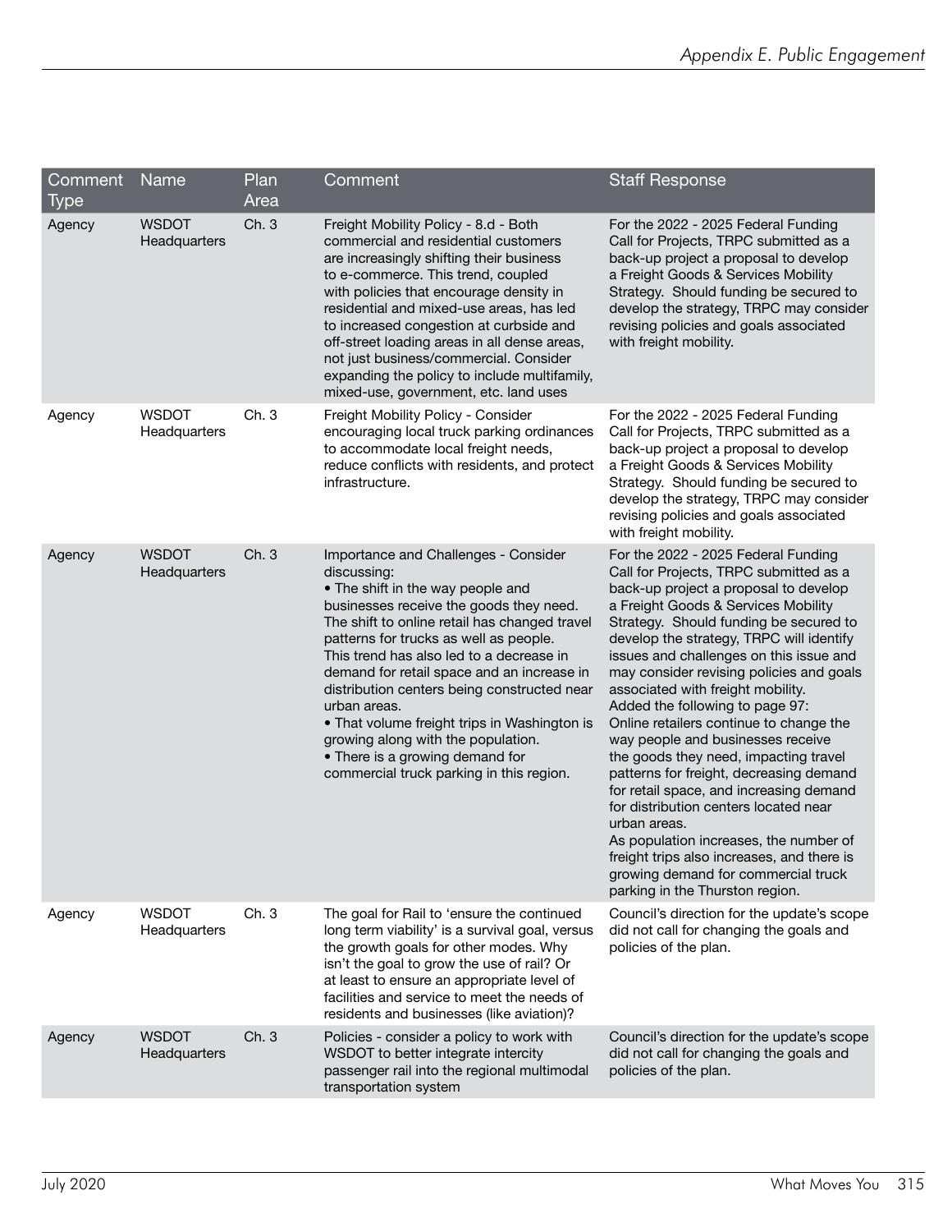| Comment Type | Name | Plan Area | Comment | Staff Response |
|---|---|---|---|---|
| Agency | WSDOT Headquarters | Ch. 3 | Freight Mobility Policy - 8.d - Both commercial and residential customers are increasingly shifting their business to e-commerce. This trend, coupled with policies that encourage density in residential and mixed-use areas, has led to increased congestion at curbside and off-street loading areas in all dense areas, not just business/commercial. Consider expanding the policy to include multifamily, mixed-use, government, etc. land uses | For the 2022 - 2025 Federal Funding Call for Projects, TRPC submitted as a back-up project a proposal to develop a Freight Goods & Services Mobility Strategy. Should funding be secured to develop the strategy, TRPC may consider revising policies and goals associated with freight mobility. |
| Agency | WSDOT Headquarters | Ch. 3 | Freight Mobility Policy - Consider encouraging local truck parking ordinances to accommodate local freight needs, reduce conflicts with residents, and protect infrastructure. | For the 2022 - 2025 Federal Funding Call for Projects, TRPC submitted as a back-up project a proposal to develop a Freight Goods & Services Mobility Strategy. Should funding be secured to develop the strategy, TRPC may consider revising policies and goals associated with freight mobility. |
| Agency | WSDOT Headquarters | Ch. 3 | Importance and Challenges - Consider discussing:<br>• The shift in the way people and businesses receive the goods they need. The shift to online retail has changed travel patterns for trucks as well as people. This trend has also led to a decrease in demand for retail space and an increase in distribution centers being constructed near urban areas.<br>• That volume freight trips in Washington is growing along with the population.<br>• There is a growing demand for commercial truck parking in this region. | For the 2022 - 2025 Federal Funding Call for Projects, TRPC submitted as a back-up project a proposal to develop a Freight Goods & Services Mobility Strategy. Should funding be secured to develop the strategy, TRPC will identify issues and challenges on this issue and may consider revising policies and goals associated with freight mobility.<br>Added the following to page 97:<br>Online retailers continue to change the way people and businesses receive the goods they need, impacting travel patterns for freight, decreasing demand for retail space, and increasing demand for distribution centers located near urban areas.<br>As population increases, the number of freight trips also increases, and there is growing demand for commercial truck parking in the Thurston region. |
| Agency | WSDOT Headquarters | Ch. 3 | The goal for Rail to 'ensure the continued long term viability' is a survival goal, versus the growth goals for other modes. Why isn't the goal to grow the use of rail? Or at least to ensure an appropriate level of facilities and service to meet the needs of residents and businesses (like aviation)? | Council's direction for the update's scope did not call for changing the goals and policies of the plan. |
| Agency | WSDOT Headquarters | Ch. 3 | Policies - consider a policy to work with WSDOT to better integrate intercity passenger rail into the regional multimodal transportation system | Council's direction for the update's scope did not call for changing the goals and policies of the plan. |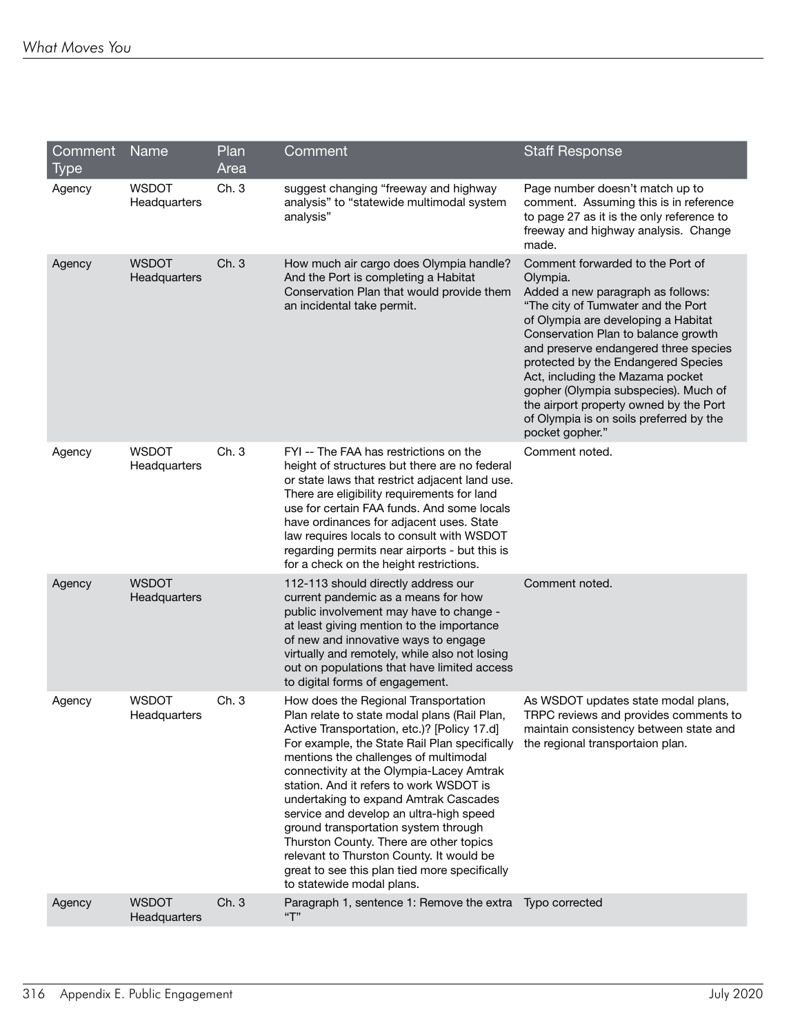| Comment Type | Name | Plan Area | Comment | Staff Response |
|---|---|---|---|---|
| Agency | WSDOT Headquarters | Ch. 3 | suggest changing “freeway and highway analysis” to “statewide multimodal system analysis” | Page number doesn’t match up to comment. Assuming this is in reference to page 27 as it is the only reference to freeway and highway analysis. Change made. |
| Agency | WSDOT Headquarters | Ch. 3 | How much air cargo does Olympia handle? And the Port is completing a Habitat Conservation Plan that would provide them an incidental take permit. | Comment forwarded to the Port of Olympia. Added a new paragraph as follows: “The city of Tumwater and the Port of Olympia are developing a Habitat Conservation Plan to balance growth and preserve endangered three species protected by the Endangered Species Act, including the Mazama pocket gopher (Olympia subspecies). Much of the airport property owned by the Port of Olympia is on soils preferred by the pocket gopher.” |
| Agency | WSDOT Headquarters | Ch. 3 | FYI -- The FAA has restrictions on the height of structures but there are no federal or state laws that restrict adjacent land use. There are eligibility requirements for land use for certain FAA funds. And some locals have ordinances for adjacent uses. State law requires locals to consult with WSDOT regarding permits near airports - but this is for a check on the height restrictions. | Comment noted. |
| Agency | WSDOT Headquarters | | 112-113 should directly address our current pandemic as a means for how public involvement may have to change - at least giving mention to the importance of new and innovative ways to engage virtually and remotely, while also not losing out on populations that have limited access to digital forms of engagement. | Comment noted. |
| Agency | WSDOT Headquarters | Ch. 3 | How does the Regional Transportation Plan relate to state modal plans (Rail Plan, Active Transportation, etc.)? [Policy 17.d] For example, the State Rail Plan specifically mentions the challenges of multimodal connectivity at the Olympia-Lacey Amtrak station. And it refers to work WSDOT is undertaking to expand Amtrak Cascades service and develop an ultra-high speed ground transportation system through Thurston County. There are other topics relevant to Thurston County. It would be great to see this plan tied more specifically to statewide modal plans. | As WSDOT updates state modal plans, TRPC reviews and provides comments to maintain consistency between state and the regional transportaion plan. |
| Agency | WSDOT Headquarters | Ch. 3 | Paragraph 1, sentence 1: Remove the extra “T” | Typo corrected |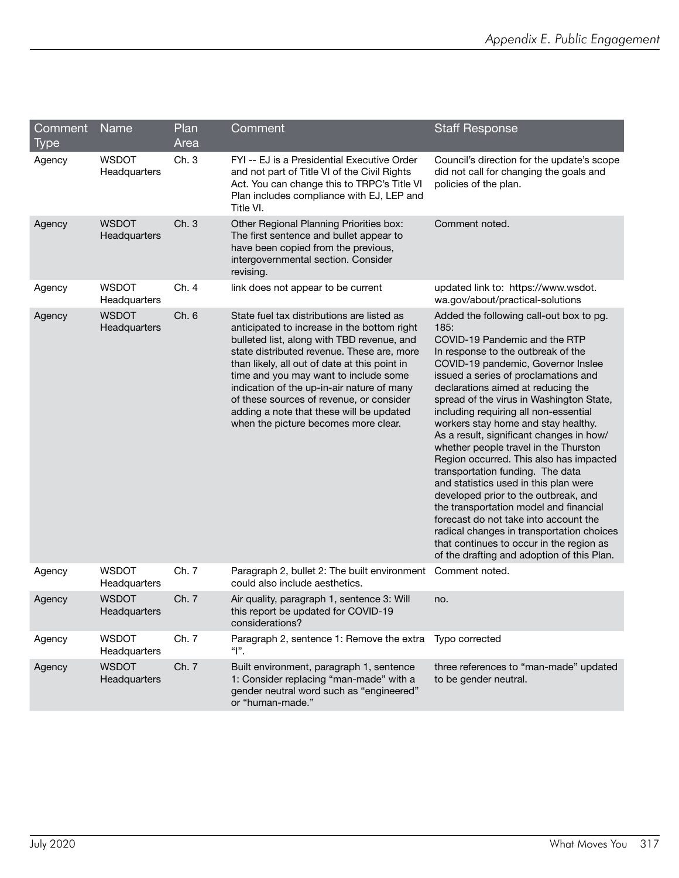| Comment Type | Name | Plan Area | Comment | Staff Response |
|---|---|---|---|---|
| Agency | WSDOT Headquarters | Ch. 3 | FYI -- EJ is a Presidential Executive Order and not part of Title VI of the Civil Rights Act. You can change this to TRPC's Title VI Plan includes compliance with EJ, LEP and Title VI. | Council's direction for the update's scope did not call for changing the goals and policies of the plan. |
| Agency | WSDOT Headquarters | Ch. 3 | Other Regional Planning Priorities box: The first sentence and bullet appear to have been copied from the previous, intergovernmental section. Consider revising. | Comment noted. |
| Agency | WSDOT Headquarters | Ch. 4 | link does not appear to be current | updated link to: https://www.wsdot.wa.gov/about/practical-solutions |
| Agency | WSDOT Headquarters | Ch. 6 | State fuel tax distributions are listed as anticipated to increase in the bottom right bulleted list, along with TBD revenue, and state distributed revenue. These are, more than likely, all out of date at this point in time and you may want to include some indication of the up-in-air nature of many of these sources of revenue, or consider adding a note that these will be updated when the picture becomes more clear. | Added the following call-out box to pg. 185: COVID-19 Pandemic and the RTP In response to the outbreak of the COVID-19 pandemic, Governor Inslee issued a series of proclamations and declarations aimed at reducing the spread of the virus in Washington State, including requiring all non-essential workers stay home and stay healthy. As a result, significant changes in how/whether people travel in the Thurston Region occurred. This also has impacted transportation funding. The data and statistics used in this plan were developed prior to the outbreak, and the transportation model and financial forecast do not take into account the radical changes in transportation choices that continues to occur in the region as of the drafting and adoption of this Plan. |
| Agency | WSDOT Headquarters | Ch. 7 | Paragraph 2, bullet 2: The built environment could also include aesthetics. | Comment noted. |
| Agency | WSDOT Headquarters | Ch. 7 | Air quality, paragraph 1, sentence 3: Will this report be updated for COVID-19 considerations? | no. |
| Agency | WSDOT Headquarters | Ch. 7 | Paragraph 2, sentence 1: Remove the extra "I". | Typo corrected |
| Agency | WSDOT Headquarters | Ch. 7 | Built environment, paragraph 1, sentence 1: Consider replacing "man-made" with a gender neutral word such as "engineered" or "human-made." | three references to "man-made" updated to be gender neutral. |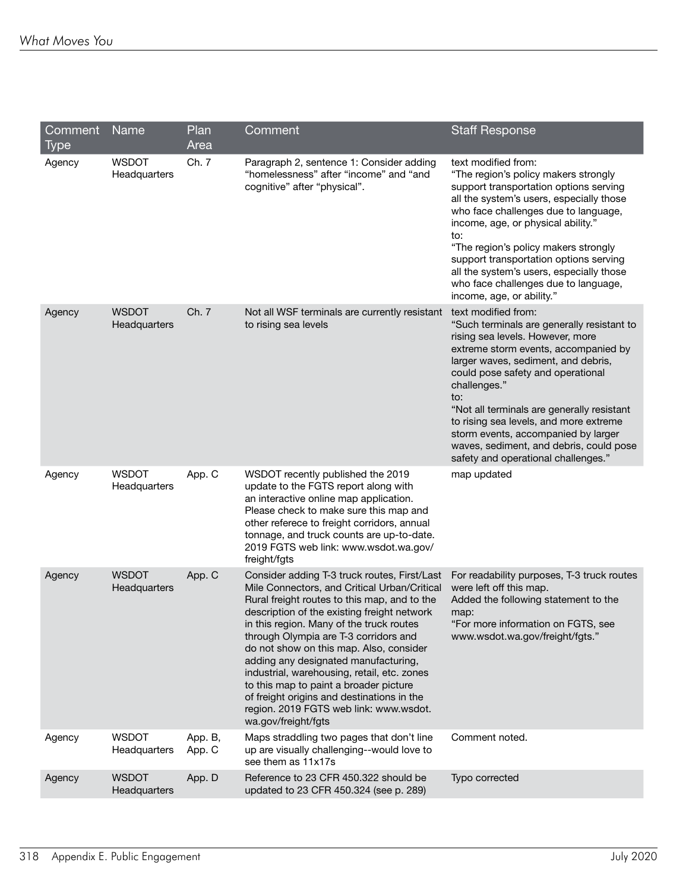| Comment Type | Name | Plan Area | Comment | Staff Response |
|---|---|---|---|---|
| Agency | WSDOT Headquarters | Ch. 7 | Paragraph 2, sentence 1: Consider adding "homelessness" after "income" and "and cognitive" after "physical". | text modified from: "The region's policy makers strongly support transportation options serving all the system's users, especially those who face challenges due to language, income, age, or physical ability." to: "The region's policy makers strongly support transportation options serving all the system's users, especially those who face challenges due to language, income, age, or ability." |
| Agency | WSDOT Headquarters | Ch. 7 | Not all WSF terminals are currently resistant to rising sea levels | text modified from: "Such terminals are generally resistant to rising sea levels. However, more extreme storm events, accompanied by larger waves, sediment, and debris, could pose safety and operational challenges." to: "Not all terminals are generally resistant to rising sea levels, and more extreme storm events, accompanied by larger waves, sediment, and debris, could pose safety and operational challenges." |
| Agency | WSDOT Headquarters | App. C | WSDOT recently published the 2019 update to the FGTS report along with an interactive online map application. Please check to make sure this map and other referece to freight corridors, annual tonnage, and truck counts are up-to-date. 2019 FGTS web link: www.wsdot.wa.gov/freight/fgts | map updated |
| Agency | WSDOT Headquarters | App. C | Consider adding T-3 truck routes, First/Last Mile Connectors, and Critical Urban/Critical Rural freight routes to this map, and to the description of the existing freight network in this region. Many of the truck routes through Olympia are T-3 corridors and do not show on this map. Also, consider adding any designated manufacturing, industrial, warehousing, retail, etc. zones to this map to paint a broader picture of freight origins and destinations in the region. 2019 FGTS web link: www.wsdot.wa.gov/freight/fgts | For readability purposes, T-3 truck routes were left off this map. Added the following statement to the map: "For more information on FGTS, see www.wsdot.wa.gov/freight/fgts." |
| Agency | WSDOT Headquarters | App. B, App. C | Maps straddling two pages that don't line up are visually challenging--would love to see them as 11x17s | Comment noted. |
| Agency | WSDOT Headquarters | App. D | Reference to 23 CFR 450.322 should be updated to 23 CFR 450.324 (see p. 289) | Typo corrected |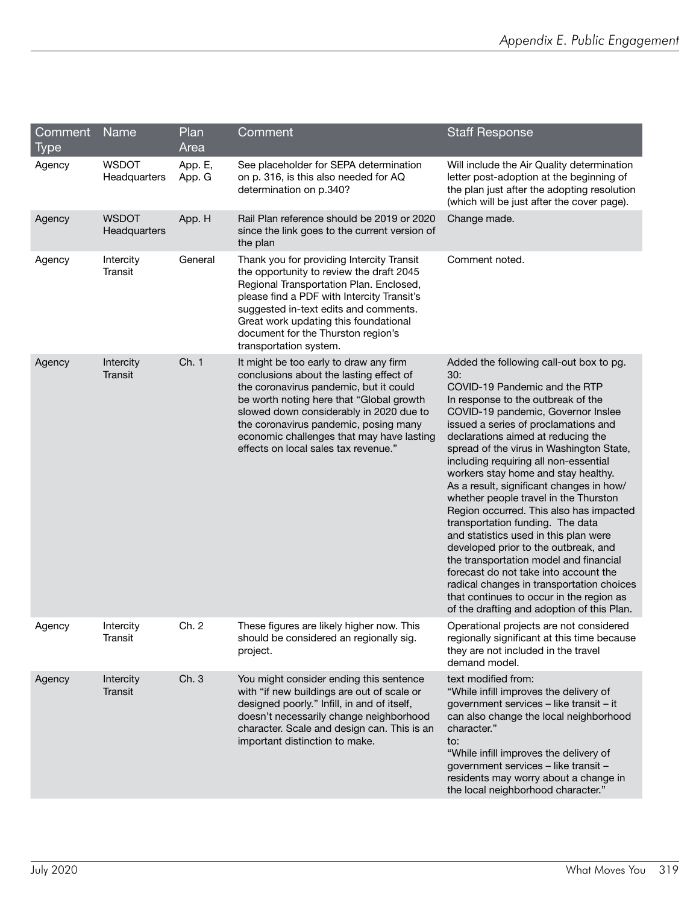| Comment Type | Name | Plan Area | Comment | Staff Response |
|---|---|---|---|---|
| Agency | WSDOT Headquarters | App. E, App. G | See placeholder for SEPA determination on p. 316, is this also needed for AQ determination on p.340? | Will include the Air Quality determination letter post-adoption at the beginning of the plan just after the adopting resolution (which will be just after the cover page). |
| Agency | WSDOT Headquarters | App. H | Rail Plan reference should be 2019 or 2020 since the link goes to the current version of the plan | Change made. |
| Agency | Intercity Transit | General | Thank you for providing Intercity Transit the opportunity to review the draft 2045 Regional Transportation Plan. Enclosed, please find a PDF with Intercity Transit's suggested in-text edits and comments. Great work updating this foundational document for the Thurston region's transportation system. | Comment noted. |
| Agency | Intercity Transit | Ch. 1 | It might be too early to draw any firm conclusions about the lasting effect of the coronavirus pandemic, but it could be worth noting here that "Global growth slowed down considerably in 2020 due to the coronavirus pandemic, posing many economic challenges that may have lasting effects on local sales tax revenue." | Added the following call-out box to pg. 30:<br>COVID-19 Pandemic and the RTP<br>In response to the outbreak of the COVID-19 pandemic, Governor Inslee issued a series of proclamations and declarations aimed at reducing the spread of the virus in Washington State, including requiring all non-essential workers stay home and stay healthy. As a result, significant changes in how/whether people travel in the Thurston Region occurred. This also has impacted transportation funding. The data and statistics used in this plan were developed prior to the outbreak, and the transportation model and financial forecast do not take into account the radical changes in transportation choices that continues to occur in the region as of the drafting and adoption of this Plan. |
| Agency | Intercity Transit | Ch. 2 | These figures are likely higher now. This should be considered an regionally sig. project. | Operational projects are not considered regionally significant at this time because they are not included in the travel demand model. |
| Agency | Intercity Transit | Ch. 3 | You might consider ending this sentence with "if new buildings are out of scale or designed poorly." Infill, in and of itself, doesn't necessarily change neighborhood character. Scale and design can. This is an important distinction to make. | text modified from:<br>"While infill improves the delivery of government services – like transit – it can also change the local neighborhood character."<br>to:<br>"While infill improves the delivery of government services – like transit – residents may worry about a change in the local neighborhood character." |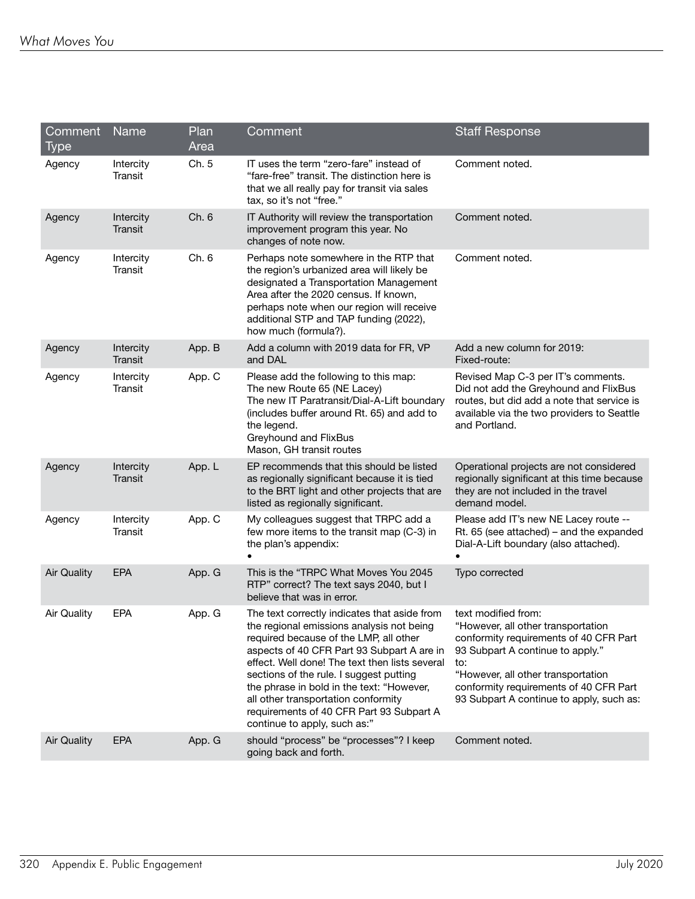| Comment Type | Name | Plan Area | Comment | Staff Response |
|---|---|---|---|---|
| Agency | Intercity Transit | Ch. 5 | IT uses the term "zero-fare" instead of "fare-free" transit. The distinction here is that we all really pay for transit via sales tax, so it's not "free." | Comment noted. |
| Agency | Intercity Transit | Ch. 6 | IT Authority will review the transportation improvement program this year. No changes of note now. | Comment noted. |
| Agency | Intercity Transit | Ch. 6 | Perhaps note somewhere in the RTP that the region's urbanized area will likely be designated a Transportation Management Area after the 2020 census. If known, perhaps note when our region will receive additional STP and TAP funding (2022), how much (formula?). | Comment noted. |
| Agency | Intercity Transit | App. B | Add a column with 2019 data for FR, VP and DAL | Add a new column for 2019: Fixed-route: |
| Agency | Intercity Transit | App. C | Please add the following to this map: The new Route 65 (NE Lacey) The new IT Paratransit/Dial-A-Lift boundary (includes buffer around Rt. 65) and add to the legend. Greyhound and FlixBus Mason, GH transit routes | Revised Map C-3 per IT's comments. Did not add the Greyhound and FlixBus routes, but did add a note that service is available via the two providers to Seattle and Portland. |
| Agency | Intercity Transit | App. L | EP recommends that this should be listed as regionally significant because it is tied to the BRT light and other projects that are listed as regionally significant. | Operational projects are not considered regionally significant at this time because they are not included in the travel demand model. |
| Agency | Intercity Transit | App. C | My colleagues suggest that TRPC add a few more items to the transit map (C-3) in the plan's appendix: • | Please add IT's new NE Lacey route -- Rt. 65 (see attached) – and the expanded Dial-A-Lift boundary (also attached). • |
| Air Quality | EPA | App. G | This is the "TRPC What Moves You 2045 RTP" correct? The text says 2040, but I believe that was in error. | Typo corrected |
| Air Quality | EPA | App. G | The text correctly indicates that aside from the regional emissions analysis not being required because of the LMP, all other aspects of 40 CFR Part 93 Subpart A are in effect. Well done! The text then lists several sections of the rule. I suggest putting the phrase in bold in the text: "However, all other transportation conformity requirements of 40 CFR Part 93 Subpart A continue to apply, such as:" | text modified from: "However, all other transportation conformity requirements of 40 CFR Part 93 Subpart A continue to apply." to: "However, all other transportation conformity requirements of 40 CFR Part 93 Subpart A continue to apply, such as: |
| Air Quality | EPA | App. G | should "process" be "processes"? I keep going back and forth. | Comment noted. |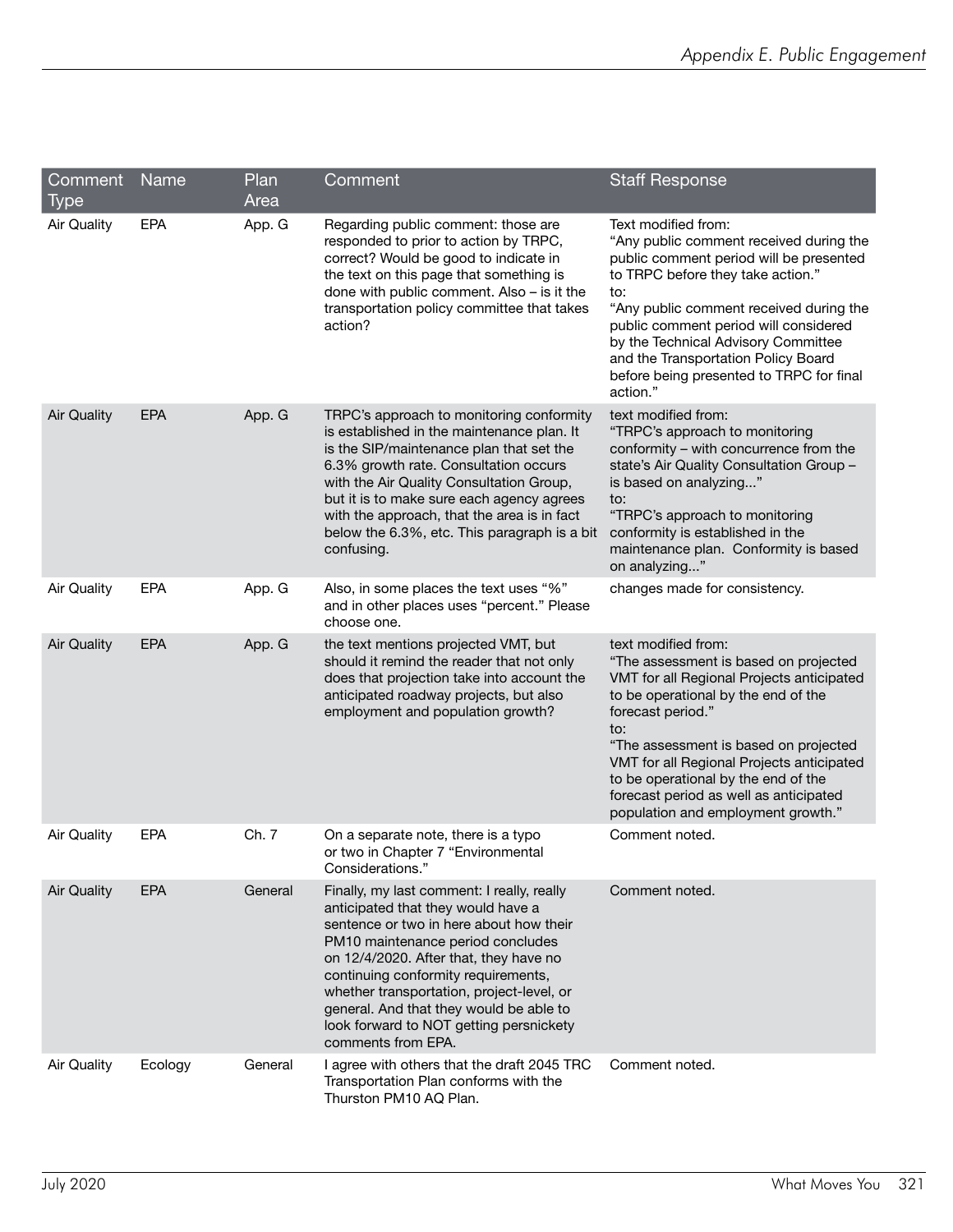| Comment Type | Name | Plan Area | Comment | Staff Response |
|---|---|---|---|---|
| Air Quality | EPA | App. G | Regarding public comment: those are responded to prior to action by TRPC, correct? Would be good to indicate in the text on this page that something is done with public comment. Also – is it the transportation policy committee that takes action? | Text modified from: "Any public comment received during the public comment period will be presented to TRPC before they take action." to: "Any public comment received during the public comment period will considered by the Technical Advisory Committee and the Transportation Policy Board before being presented to TRPC for final action." |
| Air Quality | EPA | App. G | TRPC's approach to monitoring conformity is established in the maintenance plan. It is the SIP/maintenance plan that set the 6.3% growth rate. Consultation occurs with the Air Quality Consultation Group, but it is to make sure each agency agrees with the approach, that the area is in fact below the 6.3%, etc. This paragraph is a bit confusing. | text modified from: "TRPC's approach to monitoring conformity – with concurrence from the state's Air Quality Consultation Group – is based on analyzing..." to: "TRPC's approach to monitoring conformity is established in the maintenance plan. Conformity is based on analyzing..." |
| Air Quality | EPA | App. G | Also, in some places the text uses "%" and in other places uses "percent." Please choose one. | changes made for consistency. |
| Air Quality | EPA | App. G | the text mentions projected VMT, but should it remind the reader that not only does that projection take into account the anticipated roadway projects, but also employment and population growth? | text modified from: "The assessment is based on projected VMT for all Regional Projects anticipated to be operational by the end of the forecast period." to: "The assessment is based on projected VMT for all Regional Projects anticipated to be operational by the end of the forecast period as well as anticipated population and employment growth." |
| Air Quality | EPA | Ch. 7 | On a separate note, there is a typo or two in Chapter 7 "Environmental Considerations." | Comment noted. |
| Air Quality | EPA | General | Finally, my last comment: I really, really anticipated that they would have a sentence or two in here about how their PM10 maintenance period concludes on 12/4/2020. After that, they have no continuing conformity requirements, whether transportation, project-level, or general. And that they would be able to look forward to NOT getting persnickety comments from EPA. | Comment noted. |
| Air Quality | Ecology | General | I agree with others that the draft 2045 TRC Transportation Plan conforms with the Thurston PM10 AQ Plan. | Comment noted. |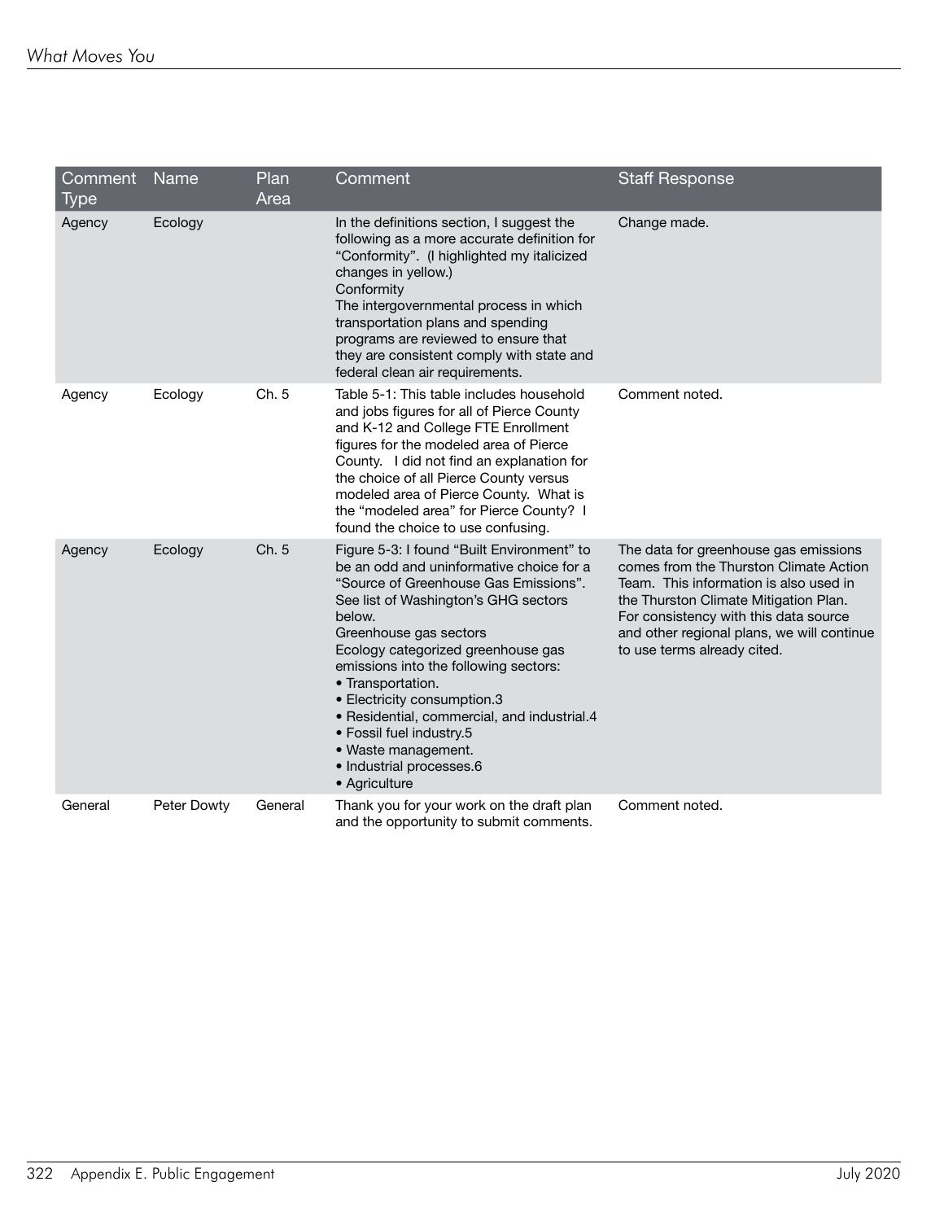| Comment Type | Name | Plan Area | Comment | Staff Response |
|---|---|---|---|---|
| Agency | Ecology | | In the definitions section, I suggest the following as a more accurate definition for "Conformity". (I highlighted my italicized changes in yellow.)<br>Conformity<br>The intergovernmental process in which transportation plans and spending programs are reviewed to ensure that they are consistent comply with state and federal clean air requirements. | Change made. |
| Agency | Ecology | Ch. 5 | Table 5-1: This table includes household and jobs figures for all of Pierce County and K-12 and College FTE Enrollment figures for the modeled area of Pierce County. I did not find an explanation for the choice of all Pierce County versus modeled area of Pierce County. What is the "modeled area" for Pierce County? I found the choice to use confusing. | Comment noted. |
| Agency | Ecology | Ch. 5 | Figure 5-3: I found "Built Environment" to be an odd and uninformative choice for a "Source of Greenhouse Gas Emissions". See list of Washington's GHG sectors below.<br>Greenhouse gas sectors<br>Ecology categorized greenhouse gas emissions into the following sectors:<br>• Transportation.<br>• Electricity consumption.3<br>• Residential, commercial, and industrial.4<br>• Fossil fuel industry.5<br>• Waste management.<br>• Industrial processes.6<br>• Agriculture | The data for greenhouse gas emissions comes from the Thurston Climate Action Team. This information is also used in the Thurston Climate Mitigation Plan. For consistency with this data source and other regional plans, we will continue to use terms already cited. |
| General | Peter Dowty | General | Thank you for your work on the draft plan and the opportunity to submit comments. | Comment noted. |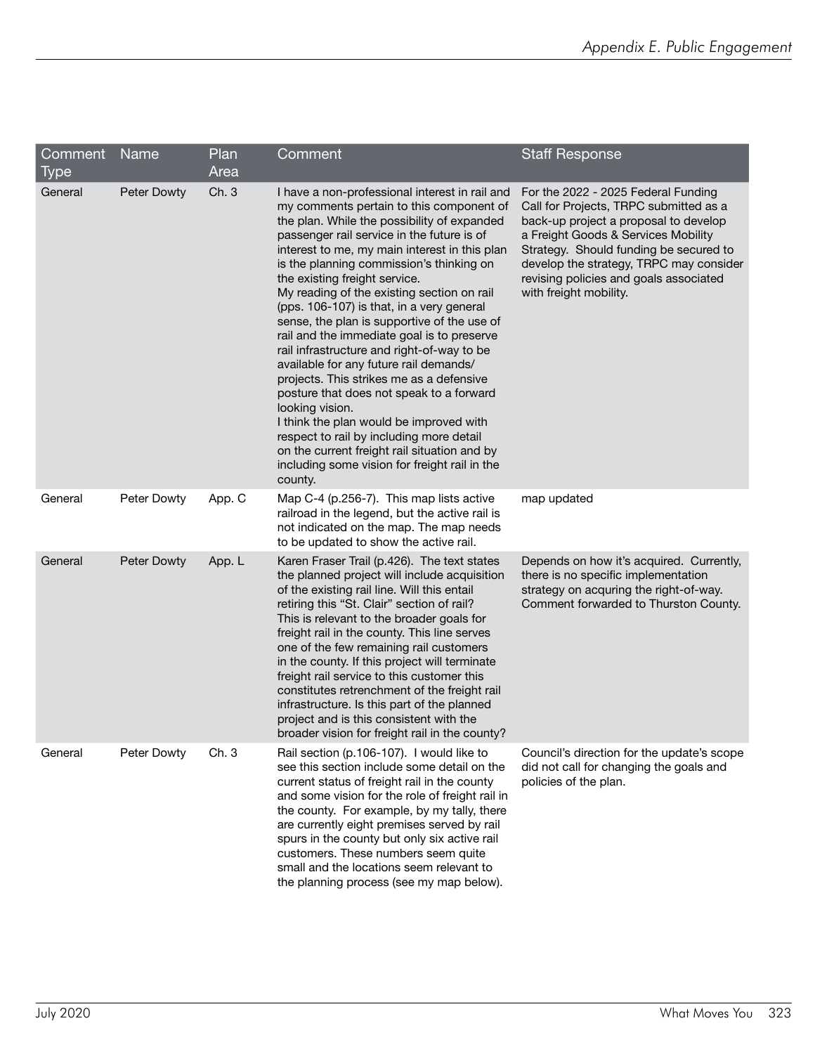| Comment Type | Name | Plan Area | Comment | Staff Response |
|---|---|---|---|---|
| General | Peter Dowty | Ch. 3 | I have a non-professional interest in rail and my comments pertain to this component of the plan. While the possibility of expanded passenger rail service in the future is of interest to me, my main interest in this plan is the planning commission's thinking on the existing freight service.<br>My reading of the existing section on rail (pps. 106-107) is that, in a very general sense, the plan is supportive of the use of rail and the immediate goal is to preserve rail infrastructure and right-of-way to be available for any future rail demands/ projects. This strikes me as a defensive posture that does not speak to a forward looking vision.<br>I think the plan would be improved with respect to rail by including more detail on the current freight rail situation and by including some vision for freight rail in the county. | For the 2022 - 2025 Federal Funding Call for Projects, TRPC submitted as a back-up project a proposal to develop a Freight Goods & Services Mobility Strategy. Should funding be secured to develop the strategy, TRPC may consider revising policies and goals associated with freight mobility. |
| General | Peter Dowty | App. C | Map C-4 (p.256-7). This map lists active railroad in the legend, but the active rail is not indicated on the map. The map needs to be updated to show the active rail. | map updated |
| General | Peter Dowty | App. L | Karen Fraser Trail (p.426). The text states the planned project will include acquisition of the existing rail line. Will this entail retiring this "St. Clair" section of rail? This is relevant to the broader goals for freight rail in the county. This line serves one of the few remaining rail customers in the county. If this project will terminate freight rail service to this customer this constitutes retrenchment of the freight rail infrastructure. Is this part of the planned project and is this consistent with the broader vision for freight rail in the county? | Depends on how it's acquired. Currently, there is no specific implementation strategy on acquring the right-of-way. Comment forwarded to Thurston County. |
| General | Peter Dowty | Ch. 3 | Rail section (p.106-107). I would like to see this section include some detail on the current status of freight rail in the county and some vision for the role of freight rail in the county. For example, by my tally, there are currently eight premises served by rail spurs in the county but only six active rail customers. These numbers seem quite small and the locations seem relevant to the planning process (see my map below). | Council's direction for the update's scope did not call for changing the goals and policies of the plan. |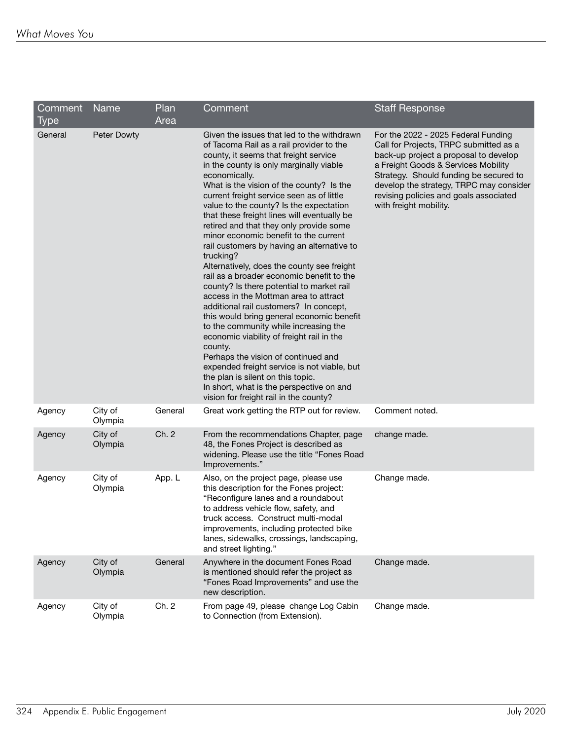| Comment Type | Name | Plan Area | Comment | Staff Response |
|---|---|---|---|---|
| General | Peter Dowty | | Given the issues that led to the withdrawn of Tacoma Rail as a rail provider to the county, it seems that freight service in the county is only marginally viable economically.<br>What is the vision of the county? Is the current freight service seen as of little value to the county? Is the expectation that these freight lines will eventually be retired and that they only provide some minor economic benefit to the current rail customers by having an alternative to trucking?<br>Alternatively, does the county see freight rail as a broader economic benefit to the county? Is there potential to market rail access in the Mottman area to attract additional rail customers? In concept, this would bring general economic benefit to the community while increasing the economic viability of freight rail in the county.<br>Perhaps the vision of continued and expended freight service is not viable, but the plan is silent on this topic.<br>In short, what is the perspective on and vision for freight rail in the county? | For the 2022 - 2025 Federal Funding Call for Projects, TRPC submitted as a back-up project a proposal to develop a Freight Goods & Services Mobility Strategy. Should funding be secured to develop the strategy, TRPC may consider revising policies and goals associated with freight mobility. |
| Agency | City of Olympia | General | Great work getting the RTP out for review. | Comment noted. |
| Agency | City of Olympia | Ch. 2 | From the recommendations Chapter, page 48, the Fones Project is described as widening. Please use the title "Fones Road Improvements." | change made. |
| Agency | City of Olympia | App. L | Also, on the project page, please use this description for the Fones project: "Reconfigure lanes and a roundabout to address vehicle flow, safety, and truck access. Construct multi-modal improvements, including protected bike lanes, sidewalks, crossings, landscaping, and street lighting." | Change made. |
| Agency | City of Olympia | General | Anywhere in the document Fones Road is mentioned should refer the project as "Fones Road Improvements" and use the new description. | Change made. |
| Agency | City of Olympia | Ch. 2 | From page 49, please change Log Cabin to Connection (from Extension). | Change made. |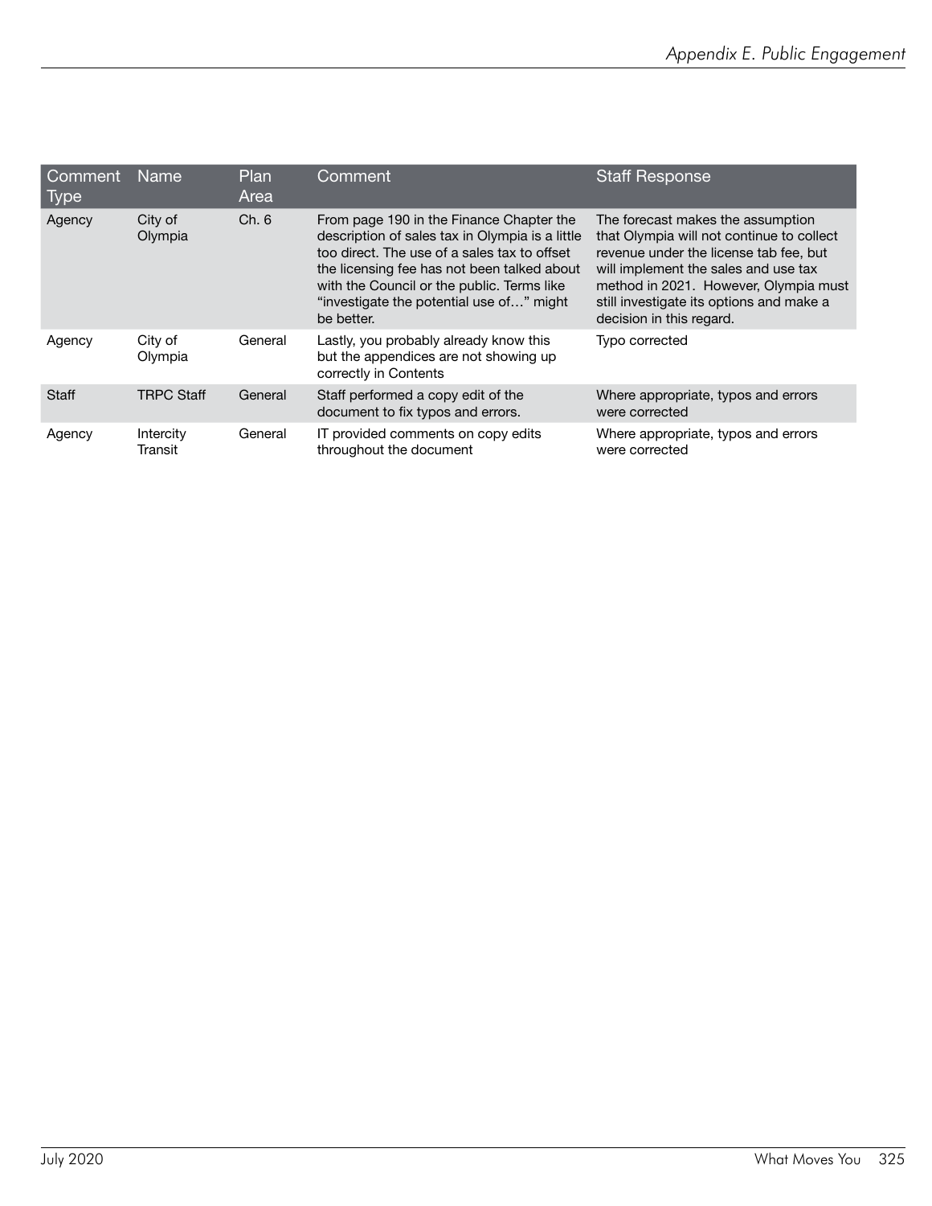| Comment Type | Name | Plan Area | Comment | Staff Response |
|---|---|---|---|---|
| Agency | City of Olympia | Ch. 6 | From page 190 in the Finance Chapter the description of sales tax in Olympia is a little too direct. The use of a sales tax to offset the licensing fee has not been talked about with the Council or the public. Terms like "investigate the potential use of…" might be better. | The forecast makes the assumption that Olympia will not continue to collect revenue under the license tab fee, but will implement the sales and use tax method in 2021. However, Olympia must still investigate its options and make a decision in this regard. |
| Agency | City of Olympia | General | Lastly, you probably already know this but the appendices are not showing up correctly in Contents | Typo corrected |
| Staff | TRPC Staff | General | Staff performed a copy edit of the document to fix typos and errors. | Where appropriate, typos and errors were corrected |
| Agency | Intercity Transit | General | IT provided comments on copy edits throughout the document | Where appropriate, typos and errors were corrected |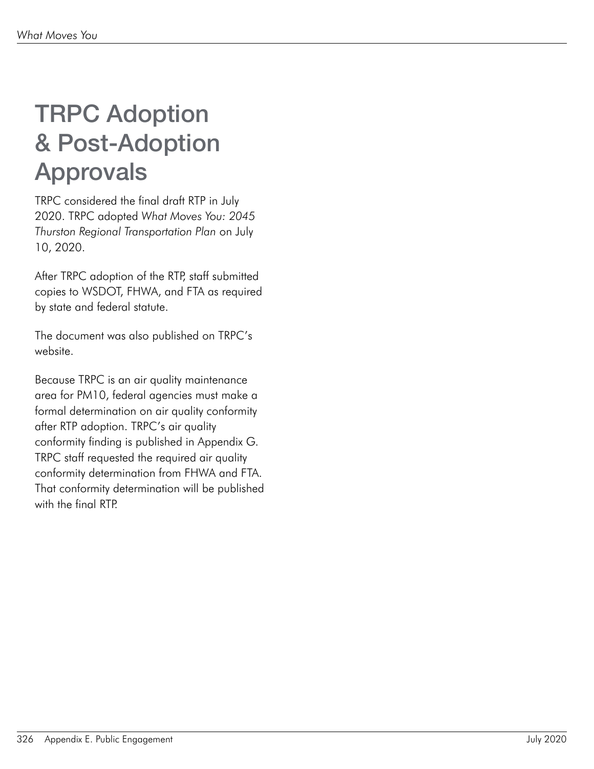# TRPC Adoption & Post-Adoption Approvals

TRPC considered the final draft RTP in July 2020. TRPC adopted *What Moves You: 2045 Thurston Regional Transportation Plan* on July 10, 2020.

After TRPC adoption of the RTP, staff submitted copies to WSDOT, FHWA, and FTA as required by state and federal statute.

The document was also published on TRPC's website.

Because TRPC is an air quality maintenance area for PM10, federal agencies must make a formal determination on air quality conformity after RTP adoption. TRPC's air quality conformity finding is published in Appendix G. TRPC staff requested the required air quality conformity determination from FHWA and FTA. That conformity determination will be published with the final RTP.